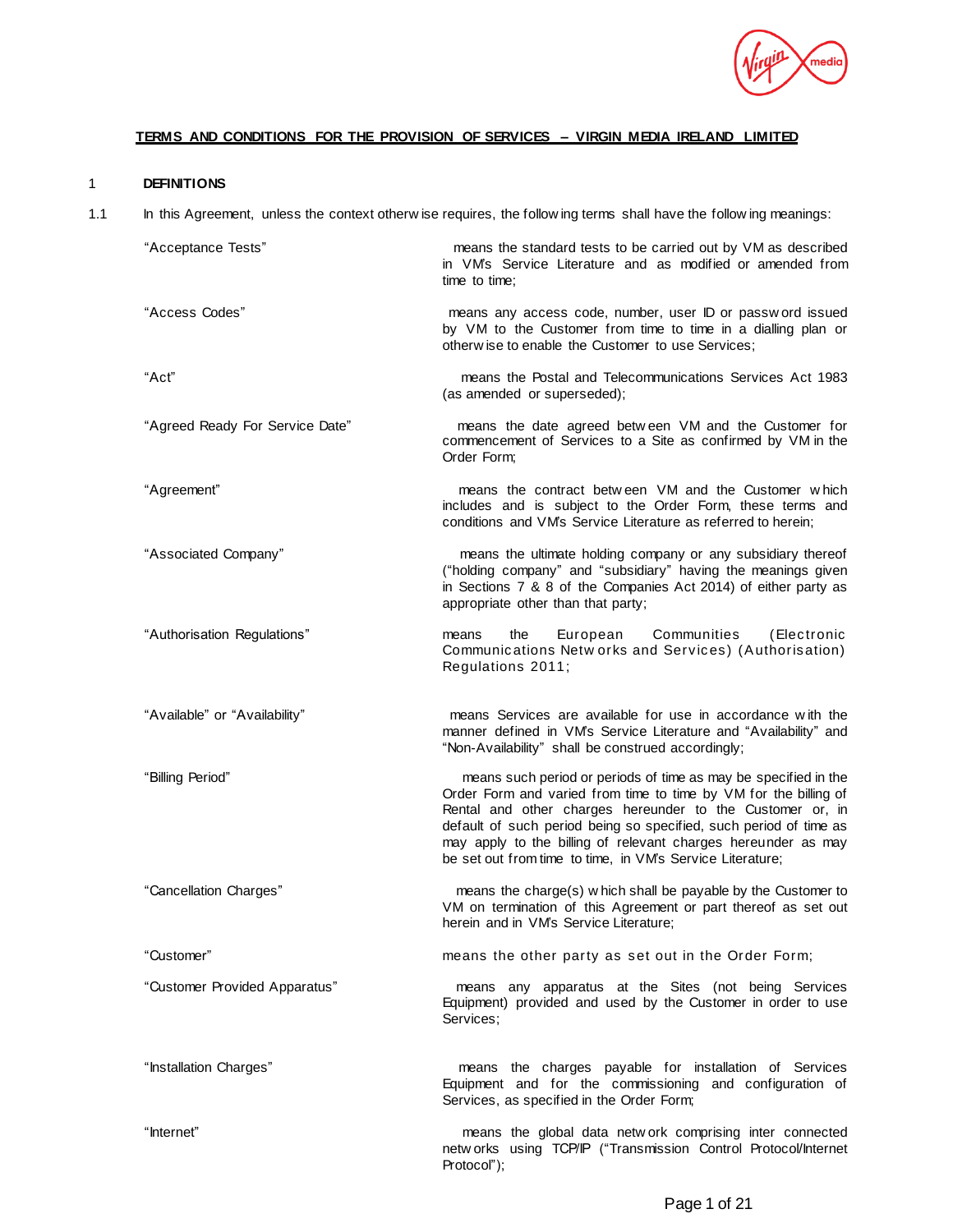**TERMS AND CONDITIONS FOR THE PROVISION OF SERVICES – VIRGIN MEDIA IRELAND LIMITED**

## 1 DEFINITIONS

1.1 In this Agreement, unless the context otherwise requires, the following terms shall have the following meanings:

| Term | Meaning |
|---|---|
| "Acceptance Tests" | means the standard tests to be carried out by VM as described in VM's Service Literature and as modified or amended from time to time; |
| "Access Codes" | means any access code, number, user ID or password issued by VM to the Customer from time to time in a dialling plan or otherwise to enable the Customer to use Services; |
| "Act" | means the Postal and Telecommunications Services Act 1983 (as amended or superseded); |
| "Agreed Ready For Service Date" | means the date agreed between VM and the Customer for commencement of Services to a Site as confirmed by VM in the Order Form; |
| "Agreement" | means the contract between VM and the Customer which includes and is subject to the Order Form, these terms and conditions and VM's Service Literature as referred to herein; |
| "Associated Company" | means the ultimate holding company or any subsidiary thereof ("holding company" and "subsidiary" having the meanings given in Sections 7 & 8 of the Companies Act 2014) of either party as appropriate other than that party; |
| "Authorisation Regulations" | means the European Communities (Electronic Communications Networks and Services) (Authorisation) Regulations 2011; |
| "Available" or "Availability" | means Services are available for use in accordance with the manner defined in VM's Service Literature and "Availability" and "Non-Availability" shall be construed accordingly; |
| "Billing Period" | means such period or periods of time as may be specified in the Order Form and varied from time to time by VM for the billing of Rental and other charges hereunder to the Customer or, in default of such period being so specified, such period of time as may apply to the billing of relevant charges hereunder as may be set out from time to time, in VM's Service Literature; |
| "Cancellation Charges" | means the charge(s) which shall be payable by the Customer to VM on termination of this Agreement or part thereof as set out herein and in VM's Service Literature; |
| "Customer" | means the other party as set out in the Order Form; |
| "Customer Provided Apparatus" | means any apparatus at the Sites (not being Services Equipment) provided and used by the Customer in order to use Services; |
| "Installation Charges" | means the charges payable for installation of Services Equipment and for the commissioning and configuration of Services, as specified in the Order Form; |
| "Internet" | means the global data network comprising inter connected networks using TCP/IP ("Transmission Control Protocol/Internet Protocol"); |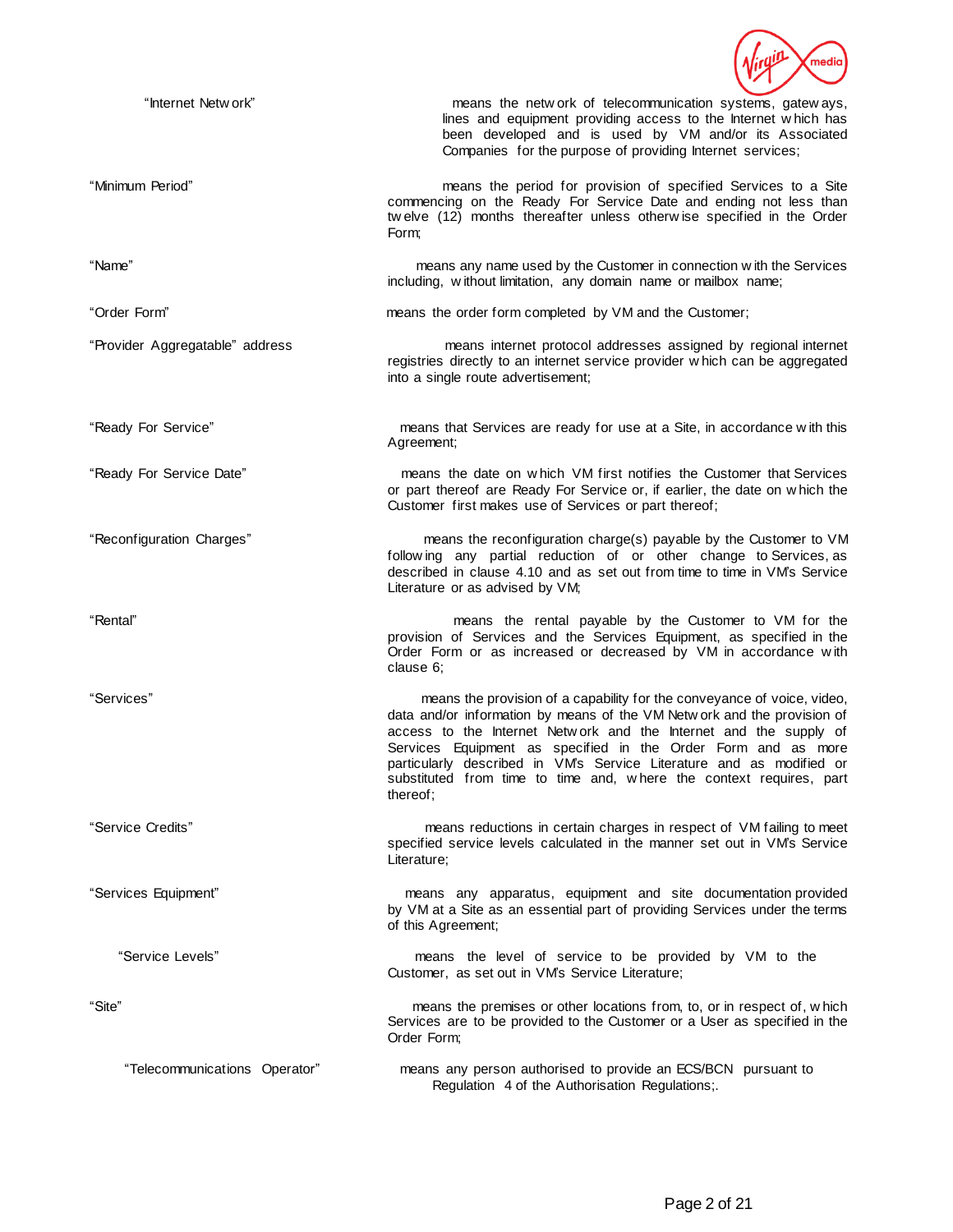“Internet Network” means the network of telecommunication systems, gateways, lines and equipment providing access to the Internet which has been developed and is used by VM and/or its Associated Companies for the purpose of providing Internet services;

“Minimum Period” means the period for provision of specified Services to a Site commencing on the Ready For Service Date and ending not less than twelve (12) months thereafter unless otherwise specified in the Order Form;

“Name” means any name used by the Customer in connection with the Services including, without limitation, any domain name or mailbox name;

“Order Form” means the order form completed by VM and the Customer;

“Provider Aggregatable” address means internet protocol addresses assigned by regional internet registries directly to an internet service provider which can be aggregated into a single route advertisement;

“Ready For Service” means that Services are ready for use at a Site, in accordance with this Agreement;

“Ready For Service Date” means the date on which VM first notifies the Customer that Services or part thereof are Ready For Service or, if earlier, the date on which the Customer first makes use of Services or part thereof;

“Reconfiguration Charges” means the reconfiguration charge(s) payable by the Customer to VM following any partial reduction of or other change to Services, as described in clause 4.10 and as set out from time to time in VM's Service Literature or as advised by VM;

“Rental” means the rental payable by the Customer to VM for the provision of Services and the Services Equipment, as specified in the Order Form or as increased or decreased by VM in accordance with clause 6;

“Services” means the provision of a capability for the conveyance of voice, video, data and/or information by means of the VM Network and the provision of access to the Internet Network and the Internet and the supply of Services Equipment as specified in the Order Form and as more particularly described in VM's Service Literature and as modified or substituted from time to time and, where the context requires, part thereof;

“Service Credits” means reductions in certain charges in respect of VM failing to meet specified service levels calculated in the manner set out in VM's Service Literature;

“Services Equipment” means any apparatus, equipment and site documentation provided by VM at a Site as an essential part of providing Services under the terms of this Agreement;

“Service Levels” means the level of service to be provided by VM to the Customer, as set out in VM's Service Literature;

“Site” means the premises or other locations from, to, or in respect of, which Services are to be provided to the Customer or a User as specified in the Order Form;

“Telecommunications Operator” means any person authorised to provide an ECS/BCN pursuant to Regulation 4 of the Authorisation Regulations;.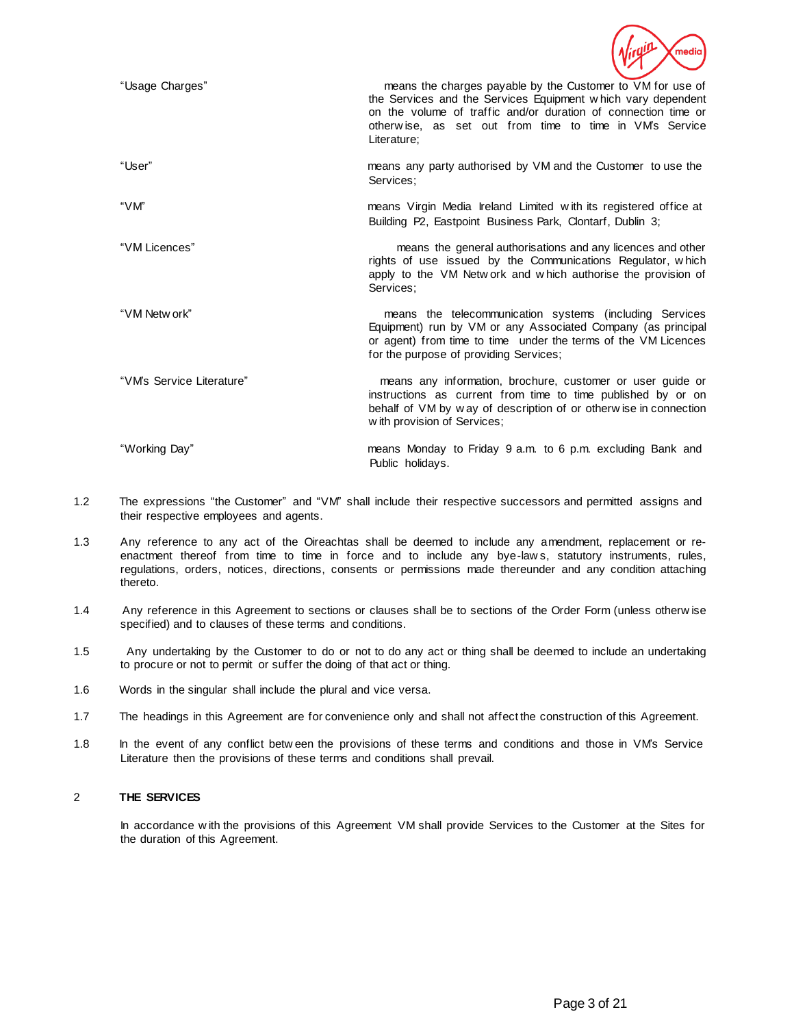| | |
|---|---|
| "Usage Charges" | means the charges payable by the Customer to VM for use of the Services and the Services Equipment which vary dependent on the volume of traffic and/or duration of connection time or otherwise, as set out from time to time in VM's Service Literature; |
| "User" | means any party authorised by VM and the Customer to use the Services; |
| "VM" | means Virgin Media Ireland Limited with its registered office at Building P2, Eastpoint Business Park, Clontarf, Dublin 3; |
| "VM Licences" | means the general authorisations and any licences and other rights of use issued by the Communications Regulator, which apply to the VM Network and which authorise the provision of Services; |
| "VM Network" | means the telecommunication systems (including Services Equipment) run by VM or any Associated Company (as principal or agent) from time to time under the terms of the VM Licences for the purpose of providing Services; |
| "VM's Service Literature" | means any information, brochure, customer or user guide or instructions as current from time to time published by or on behalf of VM by way of description of or otherwise in connection with provision of Services; |
| "Working Day" | means Monday to Friday 9 a.m. to 6 p.m. excluding Bank and Public holidays. |

1.2 The expressions "the Customer" and "VM" shall include their respective successors and permitted assigns and their respective employees and agents.

1.3 Any reference to any act of the Oireachtas shall be deemed to include any amendment, replacement or re-enactment thereof from time to time in force and to include any bye-laws, statutory instruments, rules, regulations, orders, notices, directions, consents or permissions made thereunder and any condition attaching thereto.

1.4 Any reference in this Agreement to sections or clauses shall be to sections of the Order Form (unless otherwise specified) and to clauses of these terms and conditions.

1.5 Any undertaking by the Customer to do or not to do any act or thing shall be deemed to include an undertaking to procure or not to permit or suffer the doing of that act or thing.

1.6 Words in the singular shall include the plural and vice versa.

1.7 The headings in this Agreement are for convenience only and shall not affect the construction of this Agreement.

1.8 In the event of any conflict between the provisions of these terms and conditions and those in VM's Service Literature then the provisions of these terms and conditions shall prevail.

## 2 THE SERVICES

In accordance with the provisions of this Agreement VM shall provide Services to the Customer at the Sites for the duration of this Agreement.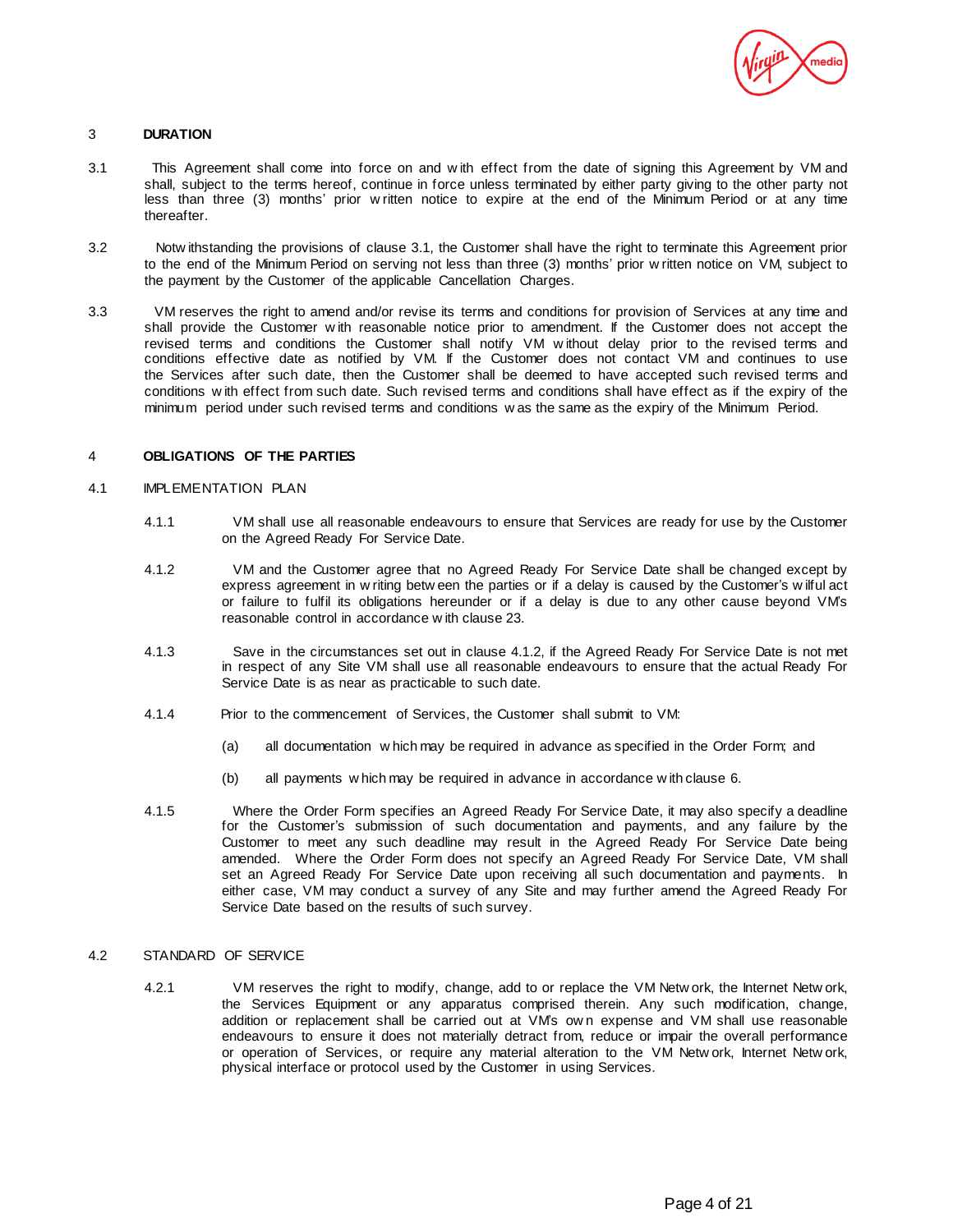## 3 DURATION

3.1 This Agreement shall come into force on and with effect from the date of signing this Agreement by VM and shall, subject to the terms hereof, continue in force unless terminated by either party giving to the other party not less than three (3) months' prior written notice to expire at the end of the Minimum Period or at any time thereafter.

3.2 Notwithstanding the provisions of clause 3.1, the Customer shall have the right to terminate this Agreement prior to the end of the Minimum Period on serving not less than three (3) months' prior written notice on VM, subject to the payment by the Customer of the applicable Cancellation Charges.

3.3 VM reserves the right to amend and/or revise its terms and conditions for provision of Services at any time and shall provide the Customer with reasonable notice prior to amendment. If the Customer does not accept the revised terms and conditions the Customer shall notify VM without delay prior to the revised terms and conditions effective date as notified by VM. If the Customer does not contact VM and continues to use the Services after such date, then the Customer shall be deemed to have accepted such revised terms and conditions with effect from such date. Such revised terms and conditions shall have effect as if the expiry of the minimum period under such revised terms and conditions was the same as the expiry of the Minimum Period.

## 4 OBLIGATIONS OF THE PARTIES

### 4.1 IMPLEMENTATION PLAN

4.1.1 VM shall use all reasonable endeavours to ensure that Services are ready for use by the Customer on the Agreed Ready For Service Date.

4.1.2 VM and the Customer agree that no Agreed Ready For Service Date shall be changed except by express agreement in writing between the parties or if a delay is caused by the Customer's wilful act or failure to fulfil its obligations hereunder or if a delay is due to any other cause beyond VM's reasonable control in accordance with clause 23.

4.1.3 Save in the circumstances set out in clause 4.1.2, if the Agreed Ready For Service Date is not met in respect of any Site VM shall use all reasonable endeavours to ensure that the actual Ready For Service Date is as near as practicable to such date.

4.1.4 Prior to the commencement of Services, the Customer shall submit to VM:

(a) all documentation which may be required in advance as specified in the Order Form; and

(b) all payments which may be required in advance in accordance with clause 6.

4.1.5 Where the Order Form specifies an Agreed Ready For Service Date, it may also specify a deadline for the Customer's submission of such documentation and payments, and any failure by the Customer to meet any such deadline may result in the Agreed Ready For Service Date being amended. Where the Order Form does not specify an Agreed Ready For Service Date, VM shall set an Agreed Ready For Service Date upon receiving all such documentation and payments. In either case, VM may conduct a survey of any Site and may further amend the Agreed Ready For Service Date based on the results of such survey.

### 4.2 STANDARD OF SERVICE

4.2.1 VM reserves the right to modify, change, add to or replace the VM Network, the Internet Network, the Services Equipment or any apparatus comprised therein. Any such modification, change, addition or replacement shall be carried out at VM's own expense and VM shall use reasonable endeavours to ensure it does not materially detract from, reduce or impair the overall performance or operation of Services, or require any material alteration to the VM Network, Internet Network, physical interface or protocol used by the Customer in using Services.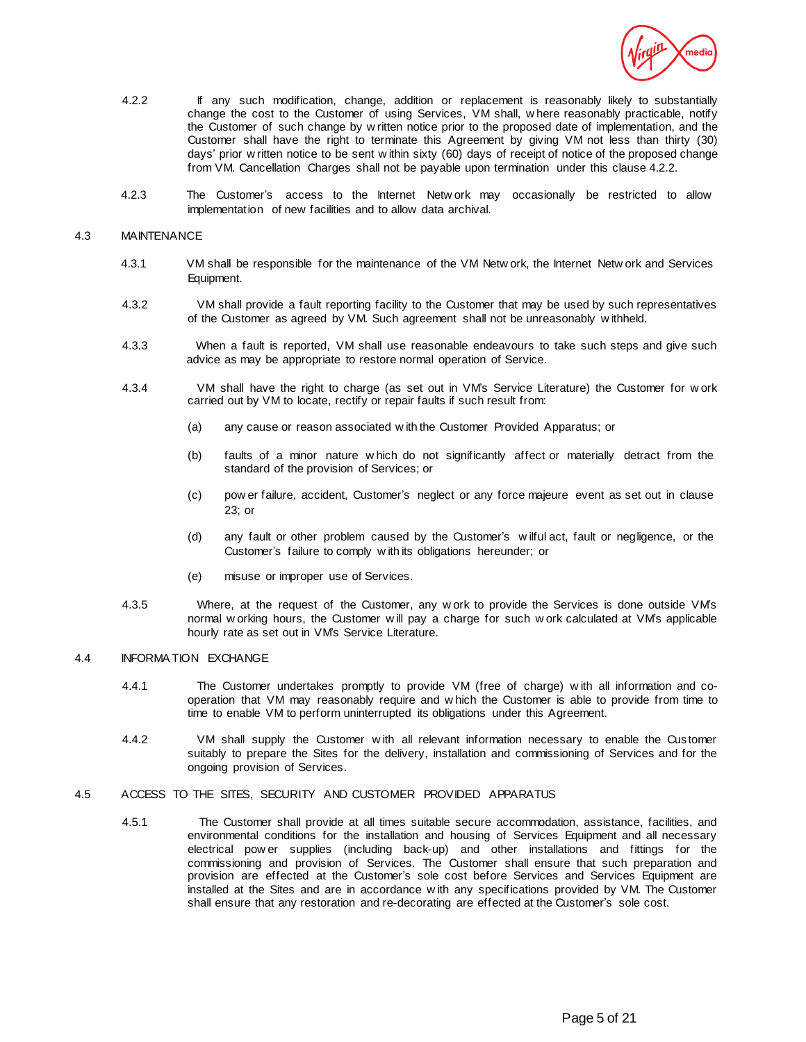4.2.2 If any such modification, change, addition or replacement is reasonably likely to substantially change the cost to the Customer of using Services, VM shall, where reasonably practicable, notify the Customer of such change by written notice prior to the proposed date of implementation, and the Customer shall have the right to terminate this Agreement by giving VM not less than thirty (30) days' prior written notice to be sent within sixty (60) days of receipt of notice of the proposed change from VM. Cancellation Charges shall not be payable upon termination under this clause 4.2.2.

4.2.3 The Customer's access to the Internet Network may occasionally be restricted to allow implementation of new facilities and to allow data archival.

4.3 MAINTENANCE

4.3.1 VM shall be responsible for the maintenance of the VM Network, the Internet Network and Services Equipment.

4.3.2 VM shall provide a fault reporting facility to the Customer that may be used by such representatives of the Customer as agreed by VM. Such agreement shall not be unreasonably withheld.

4.3.3 When a fault is reported, VM shall use reasonable endeavours to take such steps and give such advice as may be appropriate to restore normal operation of Service.

4.3.4 VM shall have the right to charge (as set out in VM's Service Literature) the Customer for work carried out by VM to locate, rectify or repair faults if such result from:

(a) any cause or reason associated with the Customer Provided Apparatus; or

(b) faults of a minor nature which do not significantly affect or materially detract from the standard of the provision of Services; or

(c) power failure, accident, Customer's neglect or any force majeure event as set out in clause 23; or

(d) any fault or other problem caused by the Customer's wilful act, fault or negligence, or the Customer's failure to comply with its obligations hereunder; or

(e) misuse or improper use of Services.

4.3.5 Where, at the request of the Customer, any work to provide the Services is done outside VM's normal working hours, the Customer will pay a charge for such work calculated at VM's applicable hourly rate as set out in VM's Service Literature.

4.4 INFORMATION EXCHANGE

4.4.1 The Customer undertakes promptly to provide VM (free of charge) with all information and co-operation that VM may reasonably require and which the Customer is able to provide from time to time to enable VM to perform uninterrupted its obligations under this Agreement.

4.4.2 VM shall supply the Customer with all relevant information necessary to enable the Customer suitably to prepare the Sites for the delivery, installation and commissioning of Services and for the ongoing provision of Services.

4.5 ACCESS TO THE SITES, SECURITY AND CUSTOMER PROVIDED APPARATUS

4.5.1 The Customer shall provide at all times suitable secure accommodation, assistance, facilities, and environmental conditions for the installation and housing of Services Equipment and all necessary electrical power supplies (including back-up) and other installations and fittings for the commissioning and provision of Services. The Customer shall ensure that such preparation and provision are effected at the Customer's sole cost before Services and Services Equipment are installed at the Sites and are in accordance with any specifications provided by VM. The Customer shall ensure that any restoration and re-decorating are effected at the Customer's sole cost.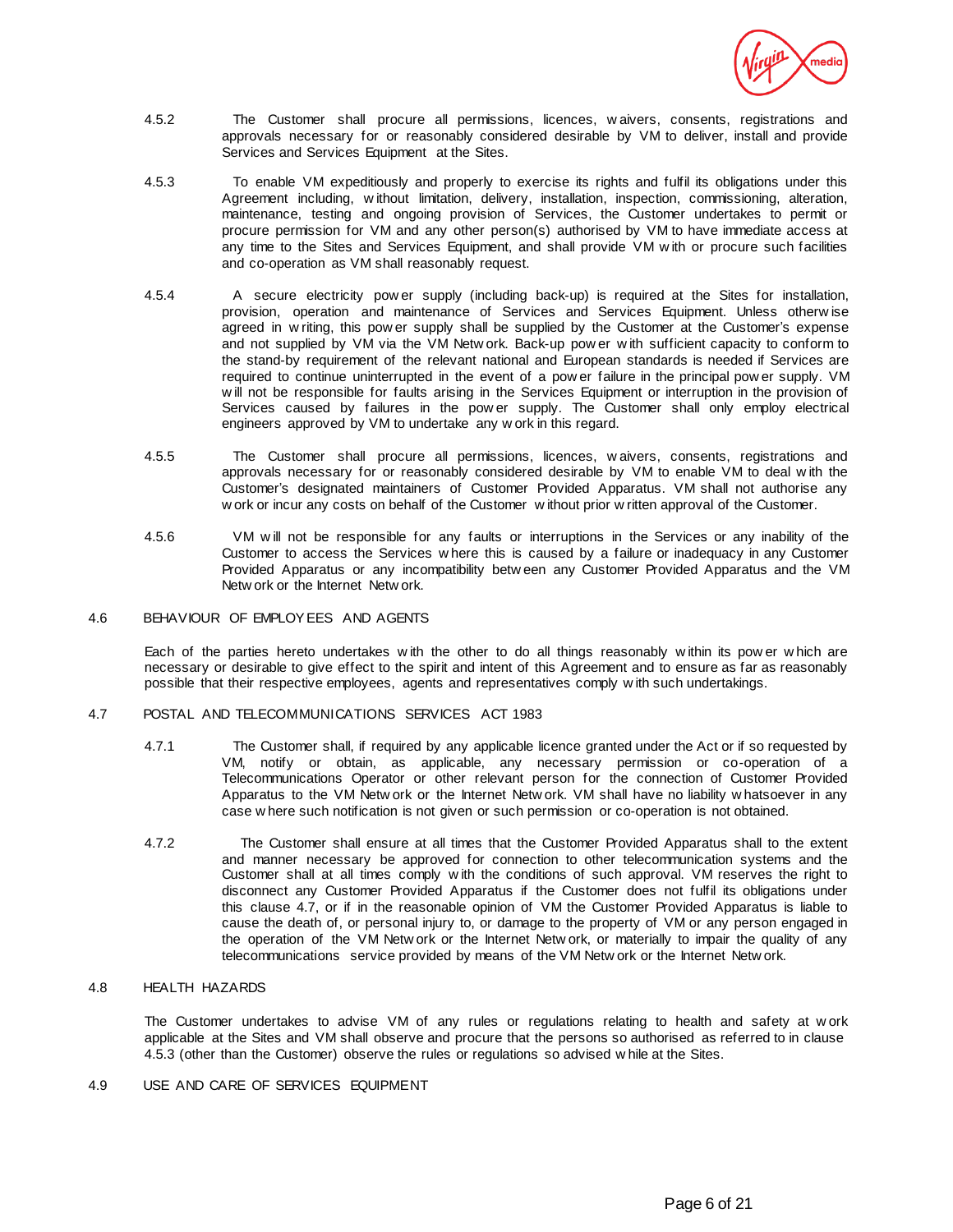4.5.2 The Customer shall procure all permissions, licences, waivers, consents, registrations and approvals necessary for or reasonably considered desirable by VM to deliver, install and provide Services and Services Equipment at the Sites.

4.5.3 To enable VM expeditiously and properly to exercise its rights and fulfil its obligations under this Agreement including, without limitation, delivery, installation, inspection, commissioning, alteration, maintenance, testing and ongoing provision of Services, the Customer undertakes to permit or procure permission for VM and any other person(s) authorised by VM to have immediate access at any time to the Sites and Services Equipment, and shall provide VM with or procure such facilities and co-operation as VM shall reasonably request.

4.5.4 A secure electricity power supply (including back-up) is required at the Sites for installation, provision, operation and maintenance of Services and Services Equipment. Unless otherwise agreed in writing, this power supply shall be supplied by the Customer at the Customer's expense and not supplied by VM via the VM Network. Back-up power with sufficient capacity to conform to the stand-by requirement of the relevant national and European standards is needed if Services are required to continue uninterrupted in the event of a power failure in the principal power supply. VM will not be responsible for faults arising in the Services Equipment or interruption in the provision of Services caused by failures in the power supply. The Customer shall only employ electrical engineers approved by VM to undertake any work in this regard.

4.5.5 The Customer shall procure all permissions, licences, waivers, consents, registrations and approvals necessary for or reasonably considered desirable by VM to enable VM to deal with the Customer's designated maintainers of Customer Provided Apparatus. VM shall not authorise any work or incur any costs on behalf of the Customer without prior written approval of the Customer.

4.5.6 VM will not be responsible for any faults or interruptions in the Services or any inability of the Customer to access the Services where this is caused by a failure or inadequacy in any Customer Provided Apparatus or any incompatibility between any Customer Provided Apparatus and the VM Network or the Internet Network.

4.6 BEHAVIOUR OF EMPLOYEES AND AGENTS

Each of the parties hereto undertakes with the other to do all things reasonably within its power which are necessary or desirable to give effect to the spirit and intent of this Agreement and to ensure as far as reasonably possible that their respective employees, agents and representatives comply with such undertakings.

4.7 POSTAL AND TELECOMMUNICATIONS SERVICES ACT 1983

4.7.1 The Customer shall, if required by any applicable licence granted under the Act or if so requested by VM, notify or obtain, as applicable, any necessary permission or co-operation of a Telecommunications Operator or other relevant person for the connection of Customer Provided Apparatus to the VM Network or the Internet Network. VM shall have no liability whatsoever in any case where such notification is not given or such permission or co-operation is not obtained.

4.7.2 The Customer shall ensure at all times that the Customer Provided Apparatus shall to the extent and manner necessary be approved for connection to other telecommunication systems and the Customer shall at all times comply with the conditions of such approval. VM reserves the right to disconnect any Customer Provided Apparatus if the Customer does not fulfil its obligations under this clause 4.7, or if in the reasonable opinion of VM the Customer Provided Apparatus is liable to cause the death of, or personal injury to, or damage to the property of VM or any person engaged in the operation of the VM Network or the Internet Network, or materially to impair the quality of any telecommunications service provided by means of the VM Network or the Internet Network.

4.8 HEALTH HAZARDS

The Customer undertakes to advise VM of any rules or regulations relating to health and safety at work applicable at the Sites and VM shall observe and procure that the persons so authorised as referred to in clause 4.5.3 (other than the Customer) observe the rules or regulations so advised while at the Sites.

4.9 USE AND CARE OF SERVICES EQUIPMENT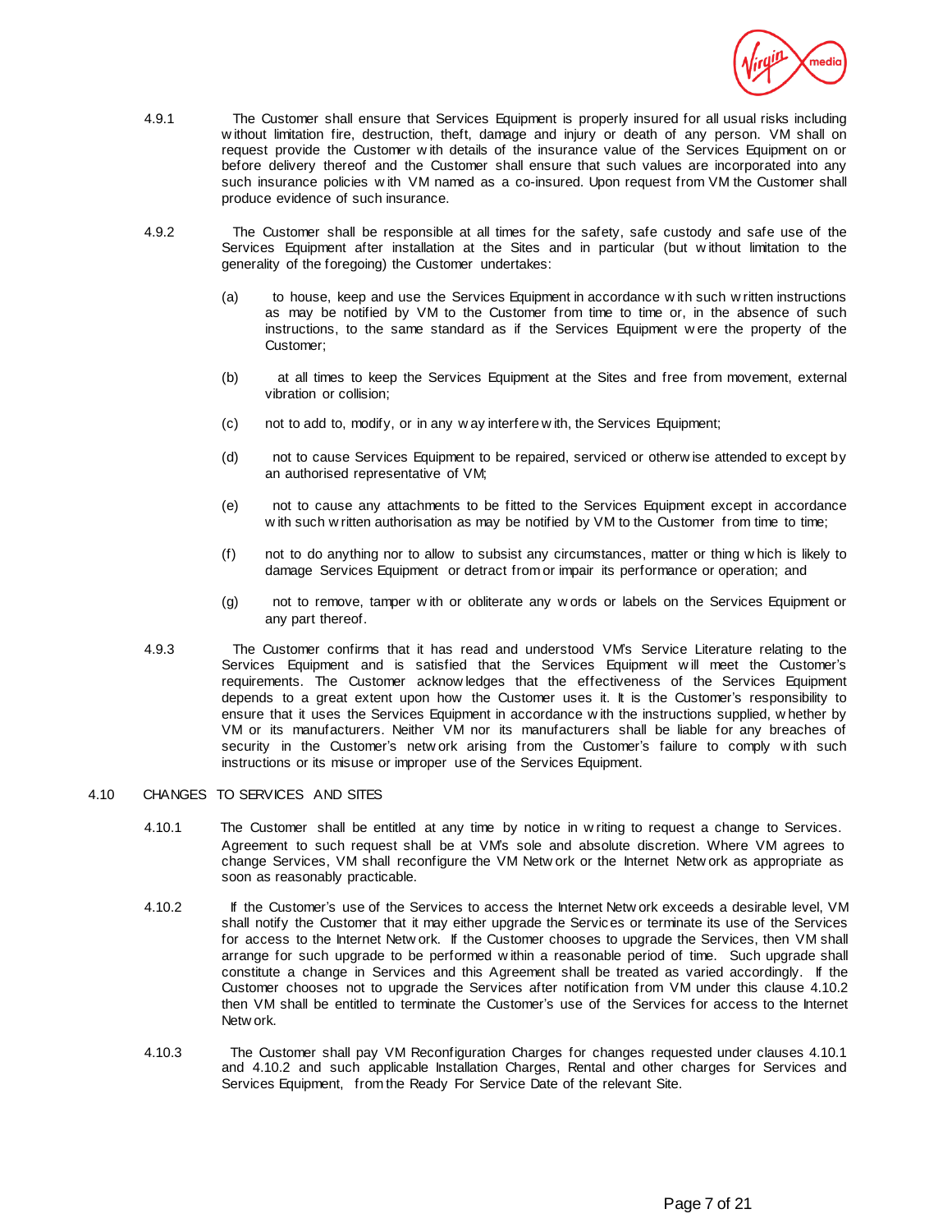4.9.1 The Customer shall ensure that Services Equipment is properly insured for all usual risks including without limitation fire, destruction, theft, damage and injury or death of any person. VM shall on request provide the Customer with details of the insurance value of the Services Equipment on or before delivery thereof and the Customer shall ensure that such values are incorporated into any such insurance policies with VM named as a co-insured. Upon request from VM the Customer shall produce evidence of such insurance.

4.9.2 The Customer shall be responsible at all times for the safety, safe custody and safe use of the Services Equipment after installation at the Sites and in particular (but without limitation to the generality of the foregoing) the Customer undertakes:

(a) to house, keep and use the Services Equipment in accordance with such written instructions as may be notified by VM to the Customer from time to time or, in the absence of such instructions, to the same standard as if the Services Equipment were the property of the Customer;

(b) at all times to keep the Services Equipment at the Sites and free from movement, external vibration or collision;

(c) not to add to, modify, or in any way interfere with, the Services Equipment;

(d) not to cause Services Equipment to be repaired, serviced or otherwise attended to except by an authorised representative of VM;

(e) not to cause any attachments to be fitted to the Services Equipment except in accordance with such written authorisation as may be notified by VM to the Customer from time to time;

(f) not to do anything nor to allow to subsist any circumstances, matter or thing which is likely to damage Services Equipment or detract from or impair its performance or operation; and

(g) not to remove, tamper with or obliterate any words or labels on the Services Equipment or any part thereof.

4.9.3 The Customer confirms that it has read and understood VM's Service Literature relating to the Services Equipment and is satisfied that the Services Equipment will meet the Customer's requirements. The Customer acknowledges that the effectiveness of the Services Equipment depends to a great extent upon how the Customer uses it. It is the Customer's responsibility to ensure that it uses the Services Equipment in accordance with the instructions supplied, whether by VM or its manufacturers. Neither VM nor its manufacturers shall be liable for any breaches of security in the Customer's network arising from the Customer's failure to comply with such instructions or its misuse or improper use of the Services Equipment.

4.10 CHANGES TO SERVICES AND SITES

4.10.1 The Customer shall be entitled at any time by notice in writing to request a change to Services. Agreement to such request shall be at VM's sole and absolute discretion. Where VM agrees to change Services, VM shall reconfigure the VM Network or the Internet Network as appropriate as soon as reasonably practicable.

4.10.2 If the Customer's use of the Services to access the Internet Network exceeds a desirable level, VM shall notify the Customer that it may either upgrade the Services or terminate its use of the Services for access to the Internet Network. If the Customer chooses to upgrade the Services, then VM shall arrange for such upgrade to be performed within a reasonable period of time. Such upgrade shall constitute a change in Services and this Agreement shall be treated as varied accordingly. If the Customer chooses not to upgrade the Services after notification from VM under this clause 4.10.2 then VM shall be entitled to terminate the Customer's use of the Services for access to the Internet Network.

4.10.3 The Customer shall pay VM Reconfiguration Charges for changes requested under clauses 4.10.1 and 4.10.2 and such applicable Installation Charges, Rental and other charges for Services and Services Equipment, from the Ready For Service Date of the relevant Site.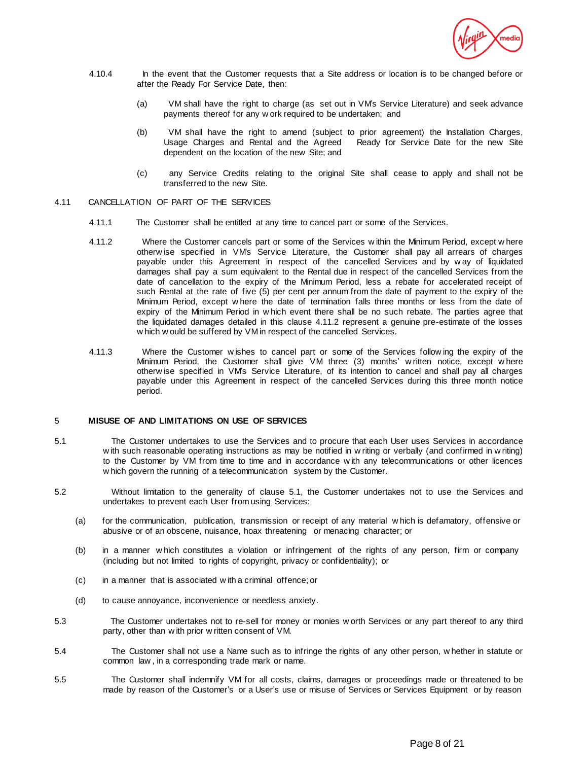4.10.4 In the event that the Customer requests that a Site address or location is to be changed before or after the Ready For Service Date, then:

(a) VM shall have the right to charge (as set out in VM's Service Literature) and seek advance payments thereof for any work required to be undertaken; and

(b) VM shall have the right to amend (subject to prior agreement) the Installation Charges, Usage Charges and Rental and the Agreed Ready for Service Date for the new Site dependent on the location of the new Site; and

(c) any Service Credits relating to the original Site shall cease to apply and shall not be transferred to the new Site.

4.11 CANCELLATION OF PART OF THE SERVICES

4.11.1 The Customer shall be entitled at any time to cancel part or some of the Services.

4.11.2 Where the Customer cancels part or some of the Services within the Minimum Period, except where otherwise specified in VM's Service Literature, the Customer shall pay all arrears of charges payable under this Agreement in respect of the cancelled Services and by way of liquidated damages shall pay a sum equivalent to the Rental due in respect of the cancelled Services from the date of cancellation to the expiry of the Minimum Period, less a rebate for accelerated receipt of such Rental at the rate of five (5) per cent per annum from the date of payment to the expiry of the Minimum Period, except where the date of termination falls three months or less from the date of expiry of the Minimum Period in which event there shall be no such rebate. The parties agree that the liquidated damages detailed in this clause 4.11.2 represent a genuine pre-estimate of the losses which would be suffered by VM in respect of the cancelled Services.

4.11.3 Where the Customer wishes to cancel part or some of the Services following the expiry of the Minimum Period, the Customer shall give VM three (3) months' written notice, except where otherwise specified in VM's Service Literature, of its intention to cancel and shall pay all charges payable under this Agreement in respect of the cancelled Services during this three month notice period.

## 5 MISUSE OF AND LIMITATIONS ON USE OF SERVICES

5.1 The Customer undertakes to use the Services and to procure that each User uses Services in accordance with such reasonable operating instructions as may be notified in writing or verbally (and confirmed in writing) to the Customer by VM from time to time and in accordance with any telecommunications or other licences which govern the running of a telecommunication system by the Customer.

5.2 Without limitation to the generality of clause 5.1, the Customer undertakes not to use the Services and undertakes to prevent each User from using Services:

(a) for the communication, publication, transmission or receipt of any material which is defamatory, offensive or abusive or of an obscene, nuisance, hoax threatening or menacing character; or

(b) in a manner which constitutes a violation or infringement of the rights of any person, firm or company (including but not limited to rights of copyright, privacy or confidentiality); or

(c) in a manner that is associated with a criminal offence; or

(d) to cause annoyance, inconvenience or needless anxiety.

5.3 The Customer undertakes not to re-sell for money or monies worth Services or any part thereof to any third party, other than with prior written consent of VM.

5.4 The Customer shall not use a Name such as to infringe the rights of any other person, whether in statute or common law, in a corresponding trade mark or name.

5.5 The Customer shall indemnify VM for all costs, claims, damages or proceedings made or threatened to be made by reason of the Customer's or a User's use or misuse of Services or Services Equipment or by reason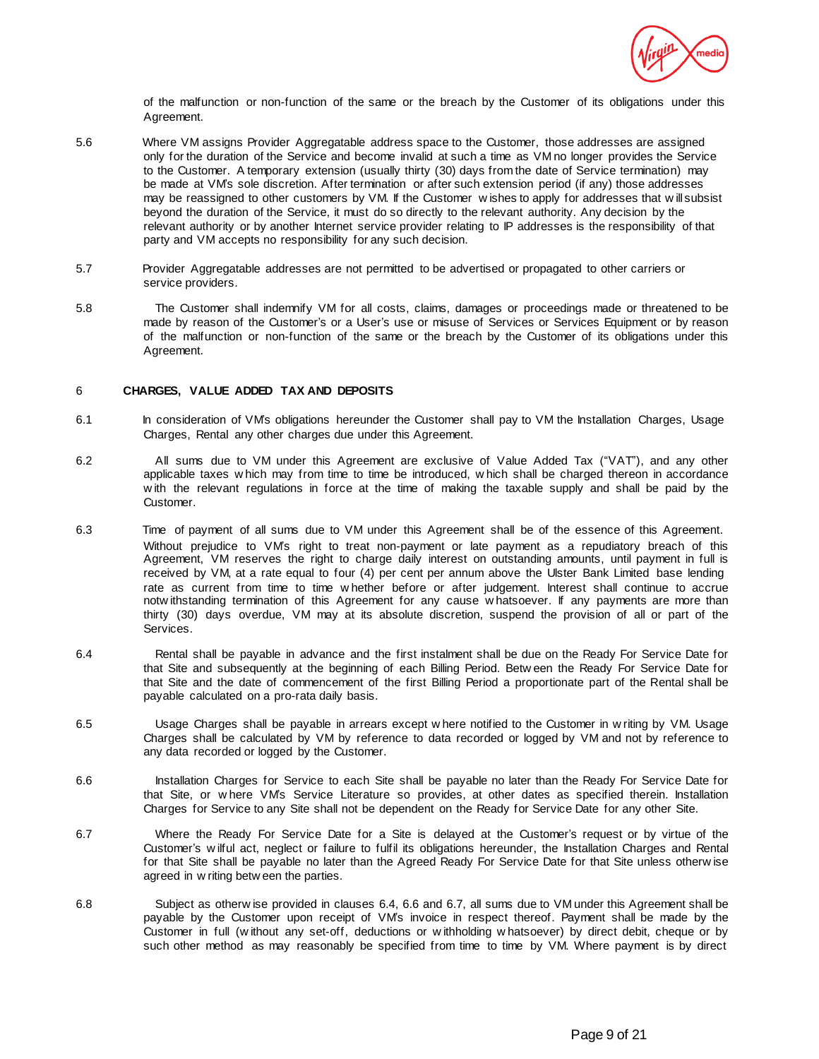of the malfunction or non-function of the same or the breach by the Customer of its obligations under this Agreement.

5.6 Where VM assigns Provider Aggregatable address space to the Customer, those addresses are assigned only for the duration of the Service and become invalid at such a time as VM no longer provides the Service to the Customer. A temporary extension (usually thirty (30) days from the date of Service termination) may be made at VM's sole discretion. After termination or after such extension period (if any) those addresses may be reassigned to other customers by VM. If the Customer wishes to apply for addresses that will subsist beyond the duration of the Service, it must do so directly to the relevant authority. Any decision by the relevant authority or by another Internet service provider relating to IP addresses is the responsibility of that party and VM accepts no responsibility for any such decision.

5.7 Provider Aggregatable addresses are not permitted to be advertised or propagated to other carriers or service providers.

5.8 The Customer shall indemnify VM for all costs, claims, damages or proceedings made or threatened to be made by reason of the Customer's or a User's use or misuse of Services or Services Equipment or by reason of the malfunction or non-function of the same or the breach by the Customer of its obligations under this Agreement.

## 6 CHARGES, VALUE ADDED TAX AND DEPOSITS

6.1 In consideration of VM's obligations hereunder the Customer shall pay to VM the Installation Charges, Usage Charges, Rental any other charges due under this Agreement.

6.2 All sums due to VM under this Agreement are exclusive of Value Added Tax ("VAT"), and any other applicable taxes which may from time to time be introduced, which shall be charged thereon in accordance with the relevant regulations in force at the time of making the taxable supply and shall be paid by the Customer.

6.3 Time of payment of all sums due to VM under this Agreement shall be of the essence of this Agreement. Without prejudice to VM's right to treat non-payment or late payment as a repudiatory breach of this Agreement, VM reserves the right to charge daily interest on outstanding amounts, until payment in full is received by VM, at a rate equal to four (4) per cent per annum above the Ulster Bank Limited base lending rate as current from time to time whether before or after judgement. Interest shall continue to accrue notwithstanding termination of this Agreement for any cause whatsoever. If any payments are more than thirty (30) days overdue, VM may at its absolute discretion, suspend the provision of all or part of the Services.

6.4 Rental shall be payable in advance and the first instalment shall be due on the Ready For Service Date for that Site and subsequently at the beginning of each Billing Period. Between the Ready For Service Date for that Site and the date of commencement of the first Billing Period a proportionate part of the Rental shall be payable calculated on a pro-rata daily basis.

6.5 Usage Charges shall be payable in arrears except where notified to the Customer in writing by VM. Usage Charges shall be calculated by VM by reference to data recorded or logged by VM and not by reference to any data recorded or logged by the Customer.

6.6 Installation Charges for Service to each Site shall be payable no later than the Ready For Service Date for that Site, or where VM's Service Literature so provides, at other dates as specified therein. Installation Charges for Service to any Site shall not be dependent on the Ready for Service Date for any other Site.

6.7 Where the Ready For Service Date for a Site is delayed at the Customer's request or by virtue of the Customer's wilful act, neglect or failure to fulfil its obligations hereunder, the Installation Charges and Rental for that Site shall be payable no later than the Agreed Ready For Service Date for that Site unless otherwise agreed in writing between the parties.

6.8 Subject as otherwise provided in clauses 6.4, 6.6 and 6.7, all sums due to VM under this Agreement shall be payable by the Customer upon receipt of VM's invoice in respect thereof. Payment shall be made by the Customer in full (without any set-off, deductions or withholding whatsoever) by direct debit, cheque or by such other method as may reasonably be specified from time to time by VM. Where payment is by direct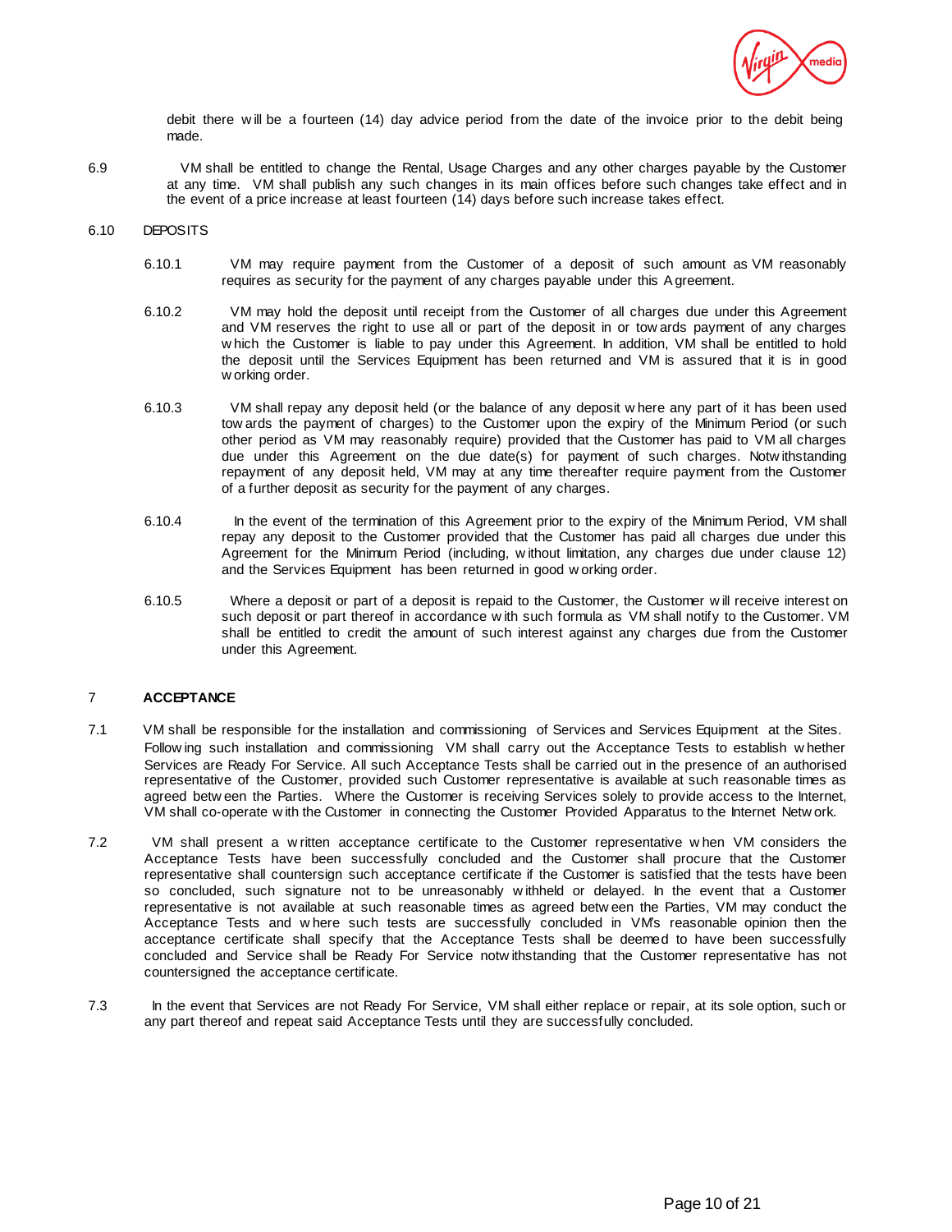debit there will be a fourteen (14) day advice period from the date of the invoice prior to the debit being made.

6.9 VM shall be entitled to change the Rental, Usage Charges and any other charges payable by the Customer at any time. VM shall publish any such changes in its main offices before such changes take effect and in the event of a price increase at least fourteen (14) days before such increase takes effect.

6.10 DEPOSITS

6.10.1 VM may require payment from the Customer of a deposit of such amount as VM reasonably requires as security for the payment of any charges payable under this Agreement.

6.10.2 VM may hold the deposit until receipt from the Customer of all charges due under this Agreement and VM reserves the right to use all or part of the deposit in or towards payment of any charges which the Customer is liable to pay under this Agreement. In addition, VM shall be entitled to hold the deposit until the Services Equipment has been returned and VM is assured that it is in good working order.

6.10.3 VM shall repay any deposit held (or the balance of any deposit where any part of it has been used towards the payment of charges) to the Customer upon the expiry of the Minimum Period (or such other period as VM may reasonably require) provided that the Customer has paid to VM all charges due under this Agreement on the due date(s) for payment of such charges. Notwithstanding repayment of any deposit held, VM may at any time thereafter require payment from the Customer of a further deposit as security for the payment of any charges.

6.10.4 In the event of the termination of this Agreement prior to the expiry of the Minimum Period, VM shall repay any deposit to the Customer provided that the Customer has paid all charges due under this Agreement for the Minimum Period (including, without limitation, any charges due under clause 12) and the Services Equipment has been returned in good working order.

6.10.5 Where a deposit or part of a deposit is repaid to the Customer, the Customer will receive interest on such deposit or part thereof in accordance with such formula as VM shall notify to the Customer. VM shall be entitled to credit the amount of such interest against any charges due from the Customer under this Agreement.

## 7 ACCEPTANCE

7.1 VM shall be responsible for the installation and commissioning of Services and Services Equipment at the Sites. Following such installation and commissioning VM shall carry out the Acceptance Tests to establish whether Services are Ready For Service. All such Acceptance Tests shall be carried out in the presence of an authorised representative of the Customer, provided such Customer representative is available at such reasonable times as agreed between the Parties. Where the Customer is receiving Services solely to provide access to the Internet, VM shall co-operate with the Customer in connecting the Customer Provided Apparatus to the Internet Network.

7.2 VM shall present a written acceptance certificate to the Customer representative when VM considers the Acceptance Tests have been successfully concluded and the Customer shall procure that the Customer representative shall countersign such acceptance certificate if the Customer is satisfied that the tests have been so concluded, such signature not to be unreasonably withheld or delayed. In the event that a Customer representative is not available at such reasonable times as agreed between the Parties, VM may conduct the Acceptance Tests and where such tests are successfully concluded in VM's reasonable opinion then the acceptance certificate shall specify that the Acceptance Tests shall be deemed to have been successfully concluded and Service shall be Ready For Service notwithstanding that the Customer representative has not countersigned the acceptance certificate.

7.3 In the event that Services are not Ready For Service, VM shall either replace or repair, at its sole option, such or any part thereof and repeat said Acceptance Tests until they are successfully concluded.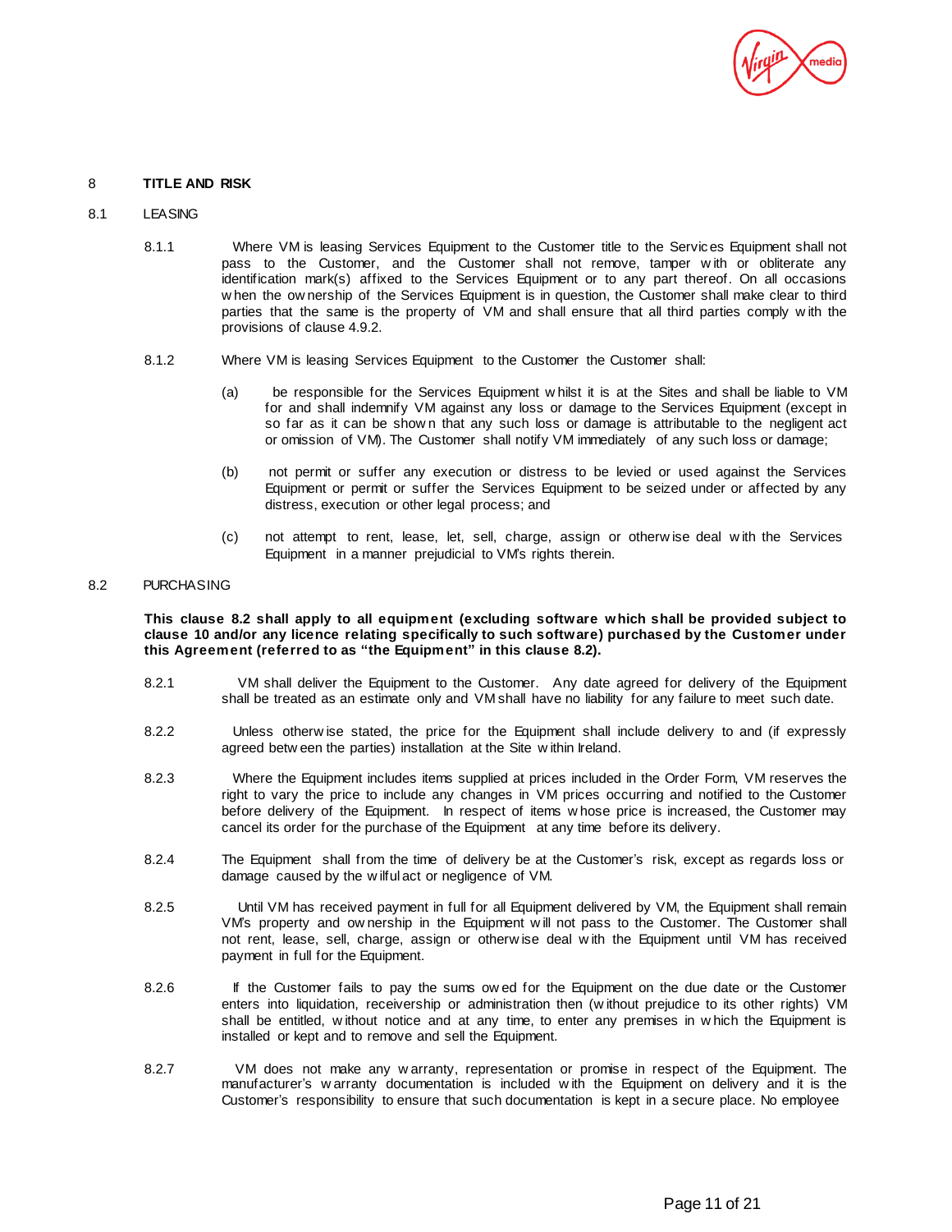## 8 TITLE AND RISK

### 8.1 LEASING

8.1.1 Where VM is leasing Services Equipment to the Customer title to the Services Equipment shall not pass to the Customer, and the Customer shall not remove, tamper with or obliterate any identification mark(s) affixed to the Services Equipment or to any part thereof. On all occasions when the ownership of the Services Equipment is in question, the Customer shall make clear to third parties that the same is the property of VM and shall ensure that all third parties comply with the provisions of clause 4.9.2.

8.1.2 Where VM is leasing Services Equipment to the Customer the Customer shall:

(a) be responsible for the Services Equipment whilst it is at the Sites and shall be liable to VM for and shall indemnify VM against any loss or damage to the Services Equipment (except in so far as it can be shown that any such loss or damage is attributable to the negligent act or omission of VM). The Customer shall notify VM immediately of any such loss or damage;

(b) not permit or suffer any execution or distress to be levied or used against the Services Equipment or permit or suffer the Services Equipment to be seized under or affected by any distress, execution or other legal process; and

(c) not attempt to rent, lease, let, sell, charge, assign or otherwise deal with the Services Equipment in a manner prejudicial to VM's rights therein.

### 8.2 PURCHASING

**This clause 8.2 shall apply to all equipment (excluding software which shall be provided subject to clause 10 and/or any licence relating specifically to such software) purchased by the Customer under this Agreement (referred to as "the Equipment" in this clause 8.2).**

8.2.1 VM shall deliver the Equipment to the Customer. Any date agreed for delivery of the Equipment shall be treated as an estimate only and VM shall have no liability for any failure to meet such date.

8.2.2 Unless otherwise stated, the price for the Equipment shall include delivery to and (if expressly agreed between the parties) installation at the Site within Ireland.

8.2.3 Where the Equipment includes items supplied at prices included in the Order Form, VM reserves the right to vary the price to include any changes in VM prices occurring and notified to the Customer before delivery of the Equipment. In respect of items whose price is increased, the Customer may cancel its order for the purchase of the Equipment at any time before its delivery.

8.2.4 The Equipment shall from the time of delivery be at the Customer's risk, except as regards loss or damage caused by the wilful act or negligence of VM.

8.2.5 Until VM has received payment in full for all Equipment delivered by VM, the Equipment shall remain VM's property and ownership in the Equipment will not pass to the Customer. The Customer shall not rent, lease, sell, charge, assign or otherwise deal with the Equipment until VM has received payment in full for the Equipment.

8.2.6 If the Customer fails to pay the sums owed for the Equipment on the due date or the Customer enters into liquidation, receivership or administration then (without prejudice to its other rights) VM shall be entitled, without notice and at any time, to enter any premises in which the Equipment is installed or kept and to remove and sell the Equipment.

8.2.7 VM does not make any warranty, representation or promise in respect of the Equipment. The manufacturer's warranty documentation is included with the Equipment on delivery and it is the Customer's responsibility to ensure that such documentation is kept in a secure place. No employee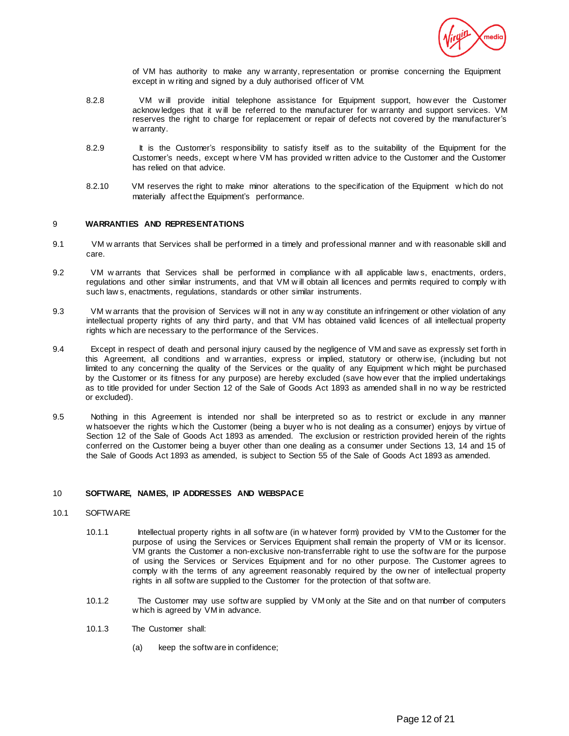of VM has authority to make any warranty, representation or promise concerning the Equipment except in writing and signed by a duly authorised officer of VM.

8.2.8 VM will provide initial telephone assistance for Equipment support, however the Customer acknowledges that it will be referred to the manufacturer for warranty and support services. VM reserves the right to charge for replacement or repair of defects not covered by the manufacturer's warranty.

8.2.9 It is the Customer's responsibility to satisfy itself as to the suitability of the Equipment for the Customer's needs, except where VM has provided written advice to the Customer and the Customer has relied on that advice.

8.2.10 VM reserves the right to make minor alterations to the specification of the Equipment which do not materially affect the Equipment's performance.

## 9 WARRANTIES AND REPRESENTATIONS

9.1 VM warrants that Services shall be performed in a timely and professional manner and with reasonable skill and care.

9.2 VM warrants that Services shall be performed in compliance with all applicable laws, enactments, orders, regulations and other similar instruments, and that VM will obtain all licences and permits required to comply with such laws, enactments, regulations, standards or other similar instruments.

9.3 VM warrants that the provision of Services will not in any way constitute an infringement or other violation of any intellectual property rights of any third party, and that VM has obtained valid licences of all intellectual property rights which are necessary to the performance of the Services.

9.4 Except in respect of death and personal injury caused by the negligence of VM and save as expressly set forth in this Agreement, all conditions and warranties, express or implied, statutory or otherwise, (including but not limited to any concerning the quality of the Services or the quality of any Equipment which might be purchased by the Customer or its fitness for any purpose) are hereby excluded (save however that the implied undertakings as to title provided for under Section 12 of the Sale of Goods Act 1893 as amended shall in no way be restricted or excluded).

9.5 Nothing in this Agreement is intended nor shall be interpreted so as to restrict or exclude in any manner whatsoever the rights which the Customer (being a buyer who is not dealing as a consumer) enjoys by virtue of Section 12 of the Sale of Goods Act 1893 as amended. The exclusion or restriction provided herein of the rights conferred on the Customer being a buyer other than one dealing as a consumer under Sections 13, 14 and 15 of the Sale of Goods Act 1893 as amended, is subject to Section 55 of the Sale of Goods Act 1893 as amended.

## 10 SOFTWARE, NAMES, IP ADDRESSES AND WEBSPACE

### 10.1 SOFTWARE

10.1.1 Intellectual property rights in all software (in whatever form) provided by VM to the Customer for the purpose of using the Services or Services Equipment shall remain the property of VM or its licensor. VM grants the Customer a non-exclusive non-transferrable right to use the software for the purpose of using the Services or Services Equipment and for no other purpose. The Customer agrees to comply with the terms of any agreement reasonably required by the owner of intellectual property rights in all software supplied to the Customer for the protection of that software.

10.1.2 The Customer may use software supplied by VM only at the Site and on that number of computers which is agreed by VM in advance.

10.1.3 The Customer shall:

(a) keep the software in confidence;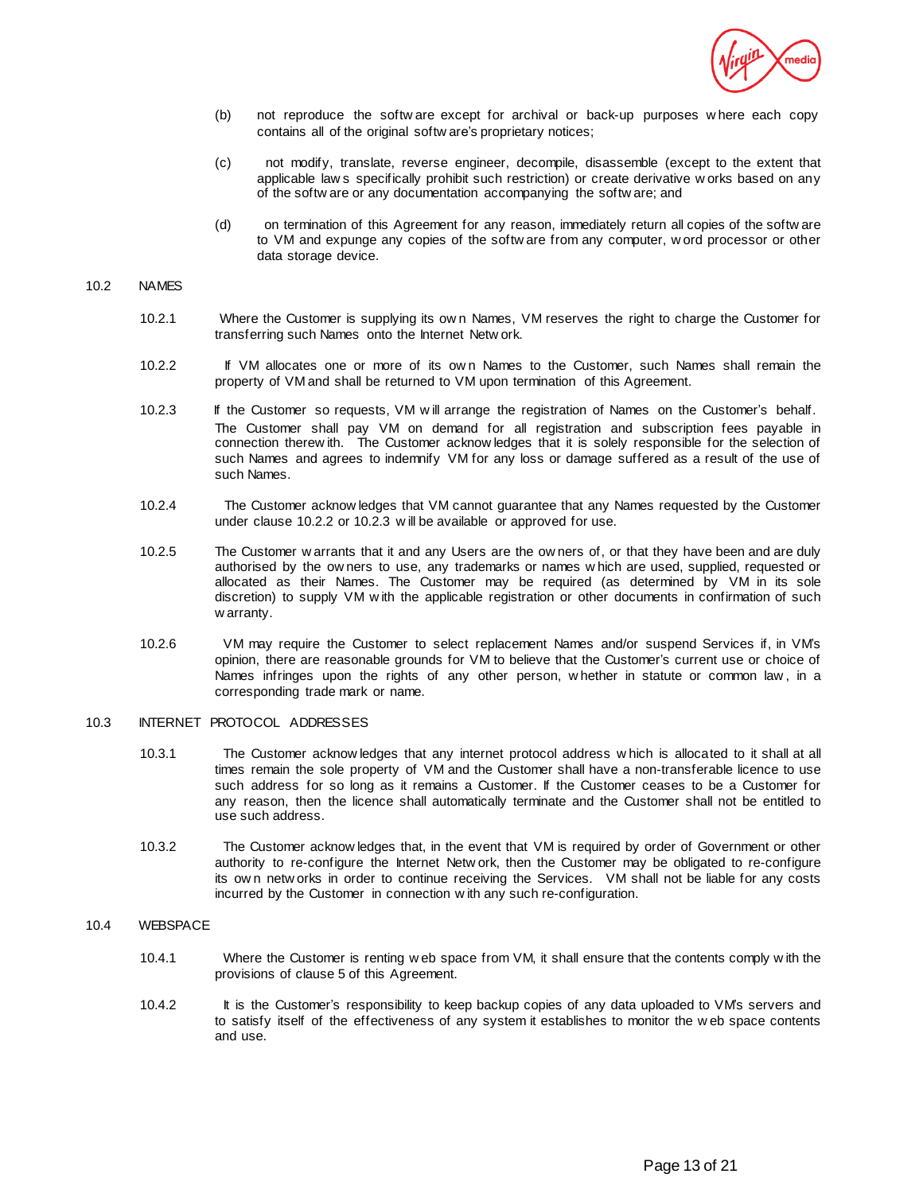(b) not reproduce the software except for archival or back-up purposes where each copy contains all of the original software's proprietary notices;

(c) not modify, translate, reverse engineer, decompile, disassemble (except to the extent that applicable laws specifically prohibit such restriction) or create derivative works based on any of the software or any documentation accompanying the software; and

(d) on termination of this Agreement for any reason, immediately return all copies of the software to VM and expunge any copies of the software from any computer, word processor or other data storage device.

10.2 NAMES

10.2.1 Where the Customer is supplying its own Names, VM reserves the right to charge the Customer for transferring such Names onto the Internet Network.

10.2.2 If VM allocates one or more of its own Names to the Customer, such Names shall remain the property of VM and shall be returned to VM upon termination of this Agreement.

10.2.3 If the Customer so requests, VM will arrange the registration of Names on the Customer's behalf. The Customer shall pay VM on demand for all registration and subscription fees payable in connection therewith. The Customer acknowledges that it is solely responsible for the selection of such Names and agrees to indemnify VM for any loss or damage suffered as a result of the use of such Names.

10.2.4 The Customer acknowledges that VM cannot guarantee that any Names requested by the Customer under clause 10.2.2 or 10.2.3 will be available or approved for use.

10.2.5 The Customer warrants that it and any Users are the owners of, or that they have been and are duly authorised by the owners to use, any trademarks or names which are used, supplied, requested or allocated as their Names. The Customer may be required (as determined by VM in its sole discretion) to supply VM with the applicable registration or other documents in confirmation of such warranty.

10.2.6 VM may require the Customer to select replacement Names and/or suspend Services if, in VM's opinion, there are reasonable grounds for VM to believe that the Customer's current use or choice of Names infringes upon the rights of any other person, whether in statute or common law, in a corresponding trade mark or name.

10.3 INTERNET PROTOCOL ADDRESSES

10.3.1 The Customer acknowledges that any internet protocol address which is allocated to it shall at all times remain the sole property of VM and the Customer shall have a non-transferable licence to use such address for so long as it remains a Customer. If the Customer ceases to be a Customer for any reason, then the licence shall automatically terminate and the Customer shall not be entitled to use such address.

10.3.2 The Customer acknowledges that, in the event that VM is required by order of Government or other authority to re-configure the Internet Network, then the Customer may be obligated to re-configure its own networks in order to continue receiving the Services. VM shall not be liable for any costs incurred by the Customer in connection with any such re-configuration.

10.4 WEBSPACE

10.4.1 Where the Customer is renting web space from VM, it shall ensure that the contents comply with the provisions of clause 5 of this Agreement.

10.4.2 It is the Customer's responsibility to keep backup copies of any data uploaded to VM's servers and to satisfy itself of the effectiveness of any system it establishes to monitor the web space contents and use.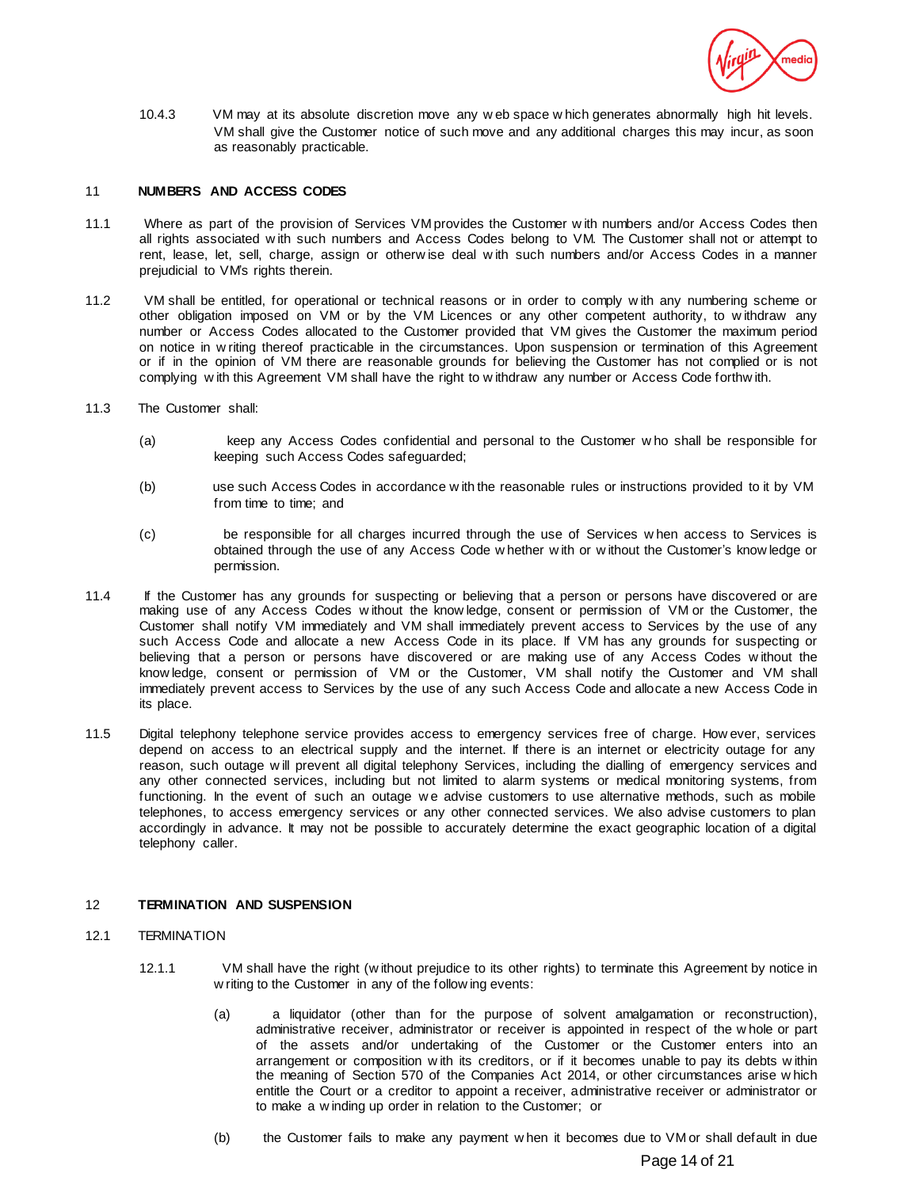10.4.3 VM may at its absolute discretion move any web space which generates abnormally high hit levels. VM shall give the Customer notice of such move and any additional charges this may incur, as soon as reasonably practicable.

## 11 NUMBERS AND ACCESS CODES

11.1 Where as part of the provision of Services VM provides the Customer with numbers and/or Access Codes then all rights associated with such numbers and Access Codes belong to VM. The Customer shall not or attempt to rent, lease, let, sell, charge, assign or otherwise deal with such numbers and/or Access Codes in a manner prejudicial to VM's rights therein.

11.2 VM shall be entitled, for operational or technical reasons or in order to comply with any numbering scheme or other obligation imposed on VM or by the VM Licences or any other competent authority, to withdraw any number or Access Codes allocated to the Customer provided that VM gives the Customer the maximum period on notice in writing thereof practicable in the circumstances. Upon suspension or termination of this Agreement or if in the opinion of VM there are reasonable grounds for believing the Customer has not complied or is not complying with this Agreement VM shall have the right to withdraw any number or Access Code forthwith.

11.3 The Customer shall:

(a) keep any Access Codes confidential and personal to the Customer who shall be responsible for keeping such Access Codes safeguarded;

(b) use such Access Codes in accordance with the reasonable rules or instructions provided to it by VM from time to time; and

(c) be responsible for all charges incurred through the use of Services when access to Services is obtained through the use of any Access Code whether with or without the Customer's knowledge or permission.

11.4 If the Customer has any grounds for suspecting or believing that a person or persons have discovered or are making use of any Access Codes without the knowledge, consent or permission of VM or the Customer, the Customer shall notify VM immediately and VM shall immediately prevent access to Services by the use of any such Access Code and allocate a new Access Code in its place. If VM has any grounds for suspecting or believing that a person or persons have discovered or are making use of any Access Codes without the knowledge, consent or permission of VM or the Customer, VM shall notify the Customer and VM shall immediately prevent access to Services by the use of any such Access Code and allocate a new Access Code in its place.

11.5 Digital telephony telephone service provides access to emergency services free of charge. However, services depend on access to an electrical supply and the internet. If there is an internet or electricity outage for any reason, such outage will prevent all digital telephony Services, including the dialling of emergency services and any other connected services, including but not limited to alarm systems or medical monitoring systems, from functioning. In the event of such an outage we advise customers to use alternative methods, such as mobile telephones, to access emergency services or any other connected services. We also advise customers to plan accordingly in advance. It may not be possible to accurately determine the exact geographic location of a digital telephony caller.

## 12 TERMINATION AND SUSPENSION

12.1 TERMINATION

12.1.1 VM shall have the right (without prejudice to its other rights) to terminate this Agreement by notice in writing to the Customer in any of the following events:

(a) a liquidator (other than for the purpose of solvent amalgamation or reconstruction), administrative receiver, administrator or receiver is appointed in respect of the whole or part of the assets and/or undertaking of the Customer or the Customer enters into an arrangement or composition with its creditors, or if it becomes unable to pay its debts within the meaning of Section 570 of the Companies Act 2014, or other circumstances arise which entitle the Court or a creditor to appoint a receiver, administrative receiver or administrator or to make a winding up order in relation to the Customer; or

(b) the Customer fails to make any payment when it becomes due to VM or shall default in due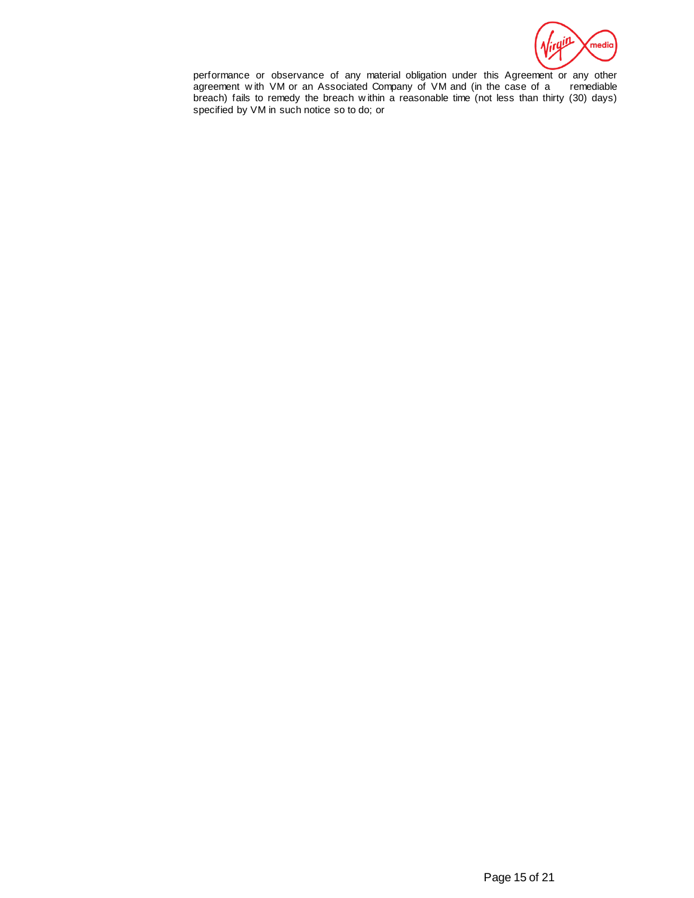performance or observance of any material obligation under this Agreement or any other agreement with VM or an Associated Company of VM and (in the case of a remediable breach) fails to remedy the breach within a reasonable time (not less than thirty (30) days) specified by VM in such notice so to do; or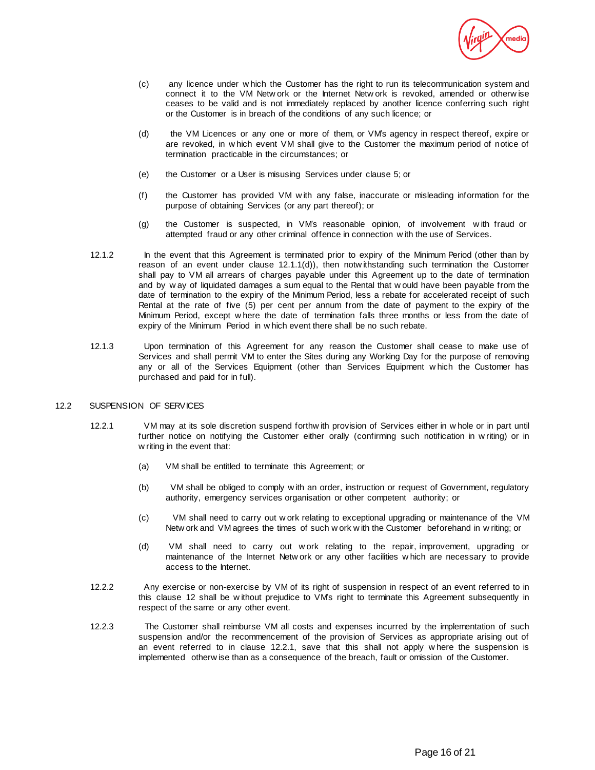(c) any licence under which the Customer has the right to run its telecommunication system and connect it to the VM Network or the Internet Network is revoked, amended or otherwise ceases to be valid and is not immediately replaced by another licence conferring such right or the Customer is in breach of the conditions of any such licence; or

(d) the VM Licences or any one or more of them, or VM's agency in respect thereof, expire or are revoked, in which event VM shall give to the Customer the maximum period of notice of termination practicable in the circumstances; or

(e) the Customer or a User is misusing Services under clause 5; or

(f) the Customer has provided VM with any false, inaccurate or misleading information for the purpose of obtaining Services (or any part thereof); or

(g) the Customer is suspected, in VM's reasonable opinion, of involvement with fraud or attempted fraud or any other criminal offence in connection with the use of Services.

12.1.2 In the event that this Agreement is terminated prior to expiry of the Minimum Period (other than by reason of an event under clause 12.1.1(d)), then notwithstanding such termination the Customer shall pay to VM all arrears of charges payable under this Agreement up to the date of termination and by way of liquidated damages a sum equal to the Rental that would have been payable from the date of termination to the expiry of the Minimum Period, less a rebate for accelerated receipt of such Rental at the rate of five (5) per cent per annum from the date of payment to the expiry of the Minimum Period, except where the date of termination falls three months or less from the date of expiry of the Minimum Period in which event there shall be no such rebate.

12.1.3 Upon termination of this Agreement for any reason the Customer shall cease to make use of Services and shall permit VM to enter the Sites during any Working Day for the purpose of removing any or all of the Services Equipment (other than Services Equipment which the Customer has purchased and paid for in full).

12.2 SUSPENSION OF SERVICES

12.2.1 VM may at its sole discretion suspend forthwith provision of Services either in whole or in part until further notice on notifying the Customer either orally (confirming such notification in writing) or in writing in the event that:

(a) VM shall be entitled to terminate this Agreement; or

(b) VM shall be obliged to comply with an order, instruction or request of Government, regulatory authority, emergency services organisation or other competent authority; or

(c) VM shall need to carry out work relating to exceptional upgrading or maintenance of the VM Network and VM agrees the times of such work with the Customer beforehand in writing; or

(d) VM shall need to carry out work relating to the repair, improvement, upgrading or maintenance of the Internet Network or any other facilities which are necessary to provide access to the Internet.

12.2.2 Any exercise or non-exercise by VM of its right of suspension in respect of an event referred to in this clause 12 shall be without prejudice to VM's right to terminate this Agreement subsequently in respect of the same or any other event.

12.2.3 The Customer shall reimburse VM all costs and expenses incurred by the implementation of such suspension and/or the recommencement of the provision of Services as appropriate arising out of an event referred to in clause 12.2.1, save that this shall not apply where the suspension is implemented otherwise than as a consequence of the breach, fault or omission of the Customer.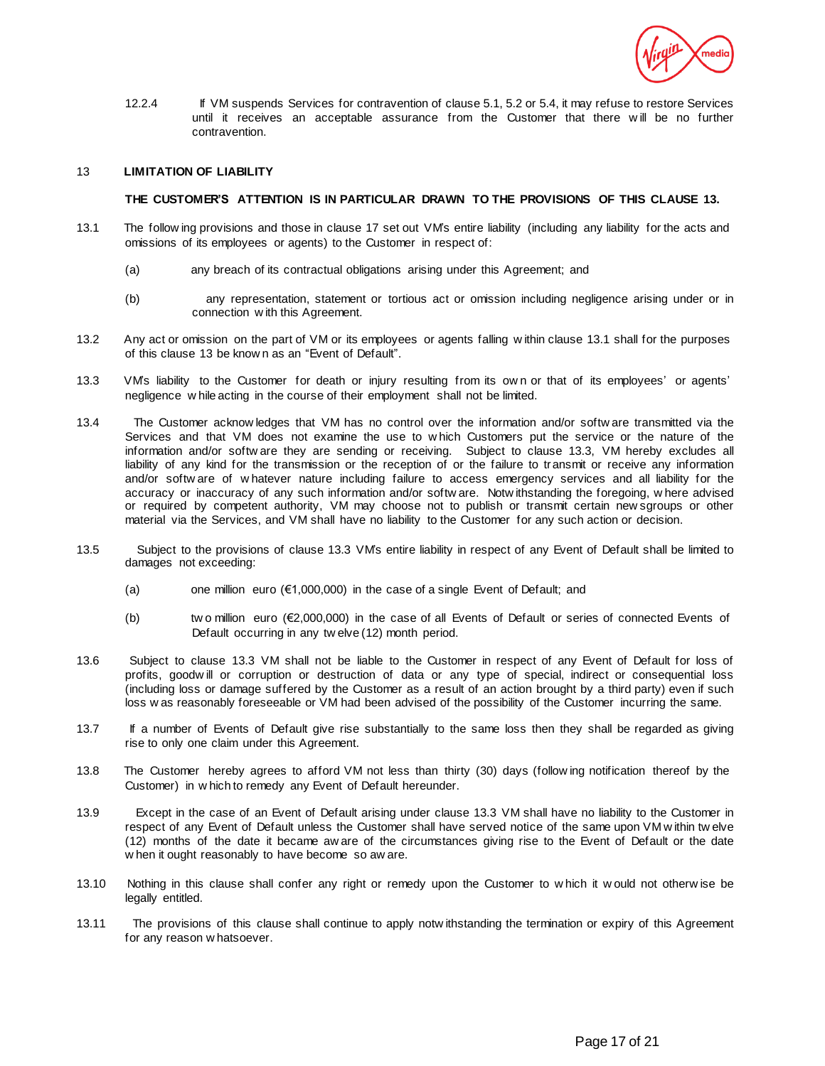12.2.4 If VM suspends Services for contravention of clause 5.1, 5.2 or 5.4, it may refuse to restore Services until it receives an acceptable assurance from the Customer that there will be no further contravention.

## 13 LIMITATION OF LIABILITY

**THE CUSTOMER'S ATTENTION IS IN PARTICULAR DRAWN TO THE PROVISIONS OF THIS CLAUSE 13.**

13.1 The following provisions and those in clause 17 set out VM's entire liability (including any liability for the acts and omissions of its employees or agents) to the Customer in respect of:

(a) any breach of its contractual obligations arising under this Agreement; and

(b) any representation, statement or tortious act or omission including negligence arising under or in connection with this Agreement.

13.2 Any act or omission on the part of VM or its employees or agents falling within clause 13.1 shall for the purposes of this clause 13 be known as an "Event of Default".

13.3 VM's liability to the Customer for death or injury resulting from its own or that of its employees' or agents' negligence while acting in the course of their employment shall not be limited.

13.4 The Customer acknowledges that VM has no control over the information and/or software transmitted via the Services and that VM does not examine the use to which Customers put the service or the nature of the information and/or software they are sending or receiving. Subject to clause 13.3, VM hereby excludes all liability of any kind for the transmission or the reception of or the failure to transmit or receive any information and/or software of whatever nature including failure to access emergency services and all liability for the accuracy or inaccuracy of any such information and/or software. Notwithstanding the foregoing, where advised or required by competent authority, VM may choose not to publish or transmit certain newsgroups or other material via the Services, and VM shall have no liability to the Customer for any such action or decision.

13.5 Subject to the provisions of clause 13.3 VM's entire liability in respect of any Event of Default shall be limited to damages not exceeding:

(a) one million euro (€1,000,000) in the case of a single Event of Default; and

(b) two million euro (€2,000,000) in the case of all Events of Default or series of connected Events of Default occurring in any twelve (12) month period.

13.6 Subject to clause 13.3 VM shall not be liable to the Customer in respect of any Event of Default for loss of profits, goodwill or corruption or destruction of data or any type of special, indirect or consequential loss (including loss or damage suffered by the Customer as a result of an action brought by a third party) even if such loss was reasonably foreseeable or VM had been advised of the possibility of the Customer incurring the same.

13.7 If a number of Events of Default give rise substantially to the same loss then they shall be regarded as giving rise to only one claim under this Agreement.

13.8 The Customer hereby agrees to afford VM not less than thirty (30) days (following notification thereof by the Customer) in which to remedy any Event of Default hereunder.

13.9 Except in the case of an Event of Default arising under clause 13.3 VM shall have no liability to the Customer in respect of any Event of Default unless the Customer shall have served notice of the same upon VM within twelve (12) months of the date it became aware of the circumstances giving rise to the Event of Default or the date when it ought reasonably to have become so aware.

13.10 Nothing in this clause shall confer any right or remedy upon the Customer to which it would not otherwise be legally entitled.

13.11 The provisions of this clause shall continue to apply notwithstanding the termination or expiry of this Agreement for any reason whatsoever.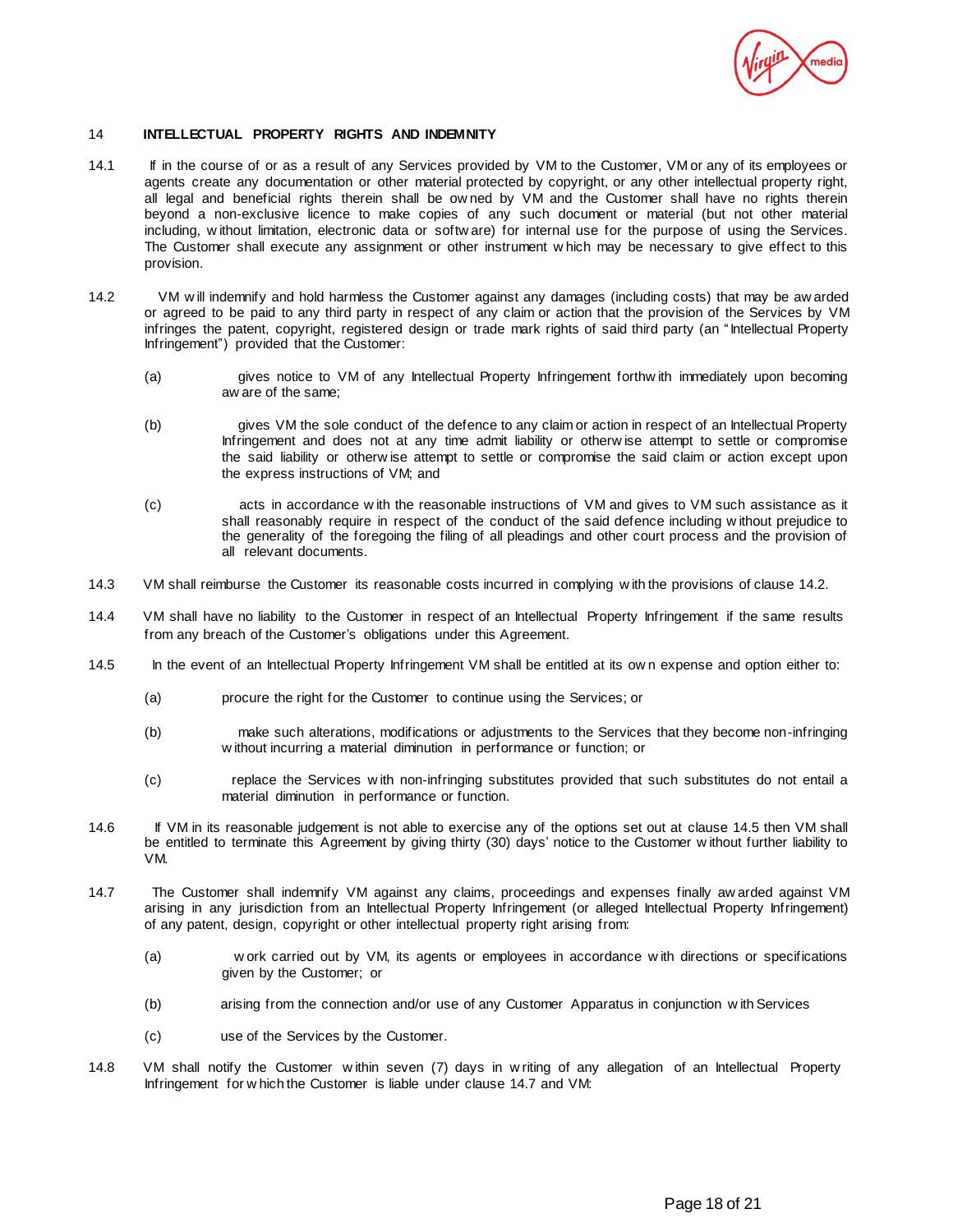## 14 INTELLECTUAL PROPERTY RIGHTS AND INDEMNITY

14.1 If in the course of or as a result of any Services provided by VM to the Customer, VM or any of its employees or agents create any documentation or other material protected by copyright, or any other intellectual property right, all legal and beneficial rights therein shall be owned by VM and the Customer shall have no rights therein beyond a non-exclusive licence to make copies of any such document or material (but not other material including, without limitation, electronic data or software) for internal use for the purpose of using the Services. The Customer shall execute any assignment or other instrument which may be necessary to give effect to this provision.

14.2 VM will indemnify and hold harmless the Customer against any damages (including costs) that may be awarded or agreed to be paid to any third party in respect of any claim or action that the provision of the Services by VM infringes the patent, copyright, registered design or trade mark rights of said third party (an "Intellectual Property Infringement") provided that the Customer:

(a) gives notice to VM of any Intellectual Property Infringement forthwith immediately upon becoming aware of the same;

(b) gives VM the sole conduct of the defence to any claim or action in respect of an Intellectual Property Infringement and does not at any time admit liability or otherwise attempt to settle or compromise the said liability or otherwise attempt to settle or compromise the said claim or action except upon the express instructions of VM; and

(c) acts in accordance with the reasonable instructions of VM and gives to VM such assistance as it shall reasonably require in respect of the conduct of the said defence including without prejudice to the generality of the foregoing the filing of all pleadings and other court process and the provision of all relevant documents.

14.3 VM shall reimburse the Customer its reasonable costs incurred in complying with the provisions of clause 14.2.

14.4 VM shall have no liability to the Customer in respect of an Intellectual Property Infringement if the same results from any breach of the Customer's obligations under this Agreement.

14.5 In the event of an Intellectual Property Infringement VM shall be entitled at its own expense and option either to:

(a) procure the right for the Customer to continue using the Services; or

(b) make such alterations, modifications or adjustments to the Services that they become non-infringing without incurring a material diminution in performance or function; or

(c) replace the Services with non-infringing substitutes provided that such substitutes do not entail a material diminution in performance or function.

14.6 If VM in its reasonable judgement is not able to exercise any of the options set out at clause 14.5 then VM shall be entitled to terminate this Agreement by giving thirty (30) days' notice to the Customer without further liability to VM.

14.7 The Customer shall indemnify VM against any claims, proceedings and expenses finally awarded against VM arising in any jurisdiction from an Intellectual Property Infringement (or alleged Intellectual Property Infringement) of any patent, design, copyright or other intellectual property right arising from:

(a) work carried out by VM, its agents or employees in accordance with directions or specifications given by the Customer; or

(b) arising from the connection and/or use of any Customer Apparatus in conjunction with Services

(c) use of the Services by the Customer.

14.8 VM shall notify the Customer within seven (7) days in writing of any allegation of an Intellectual Property Infringement for which the Customer is liable under clause 14.7 and VM: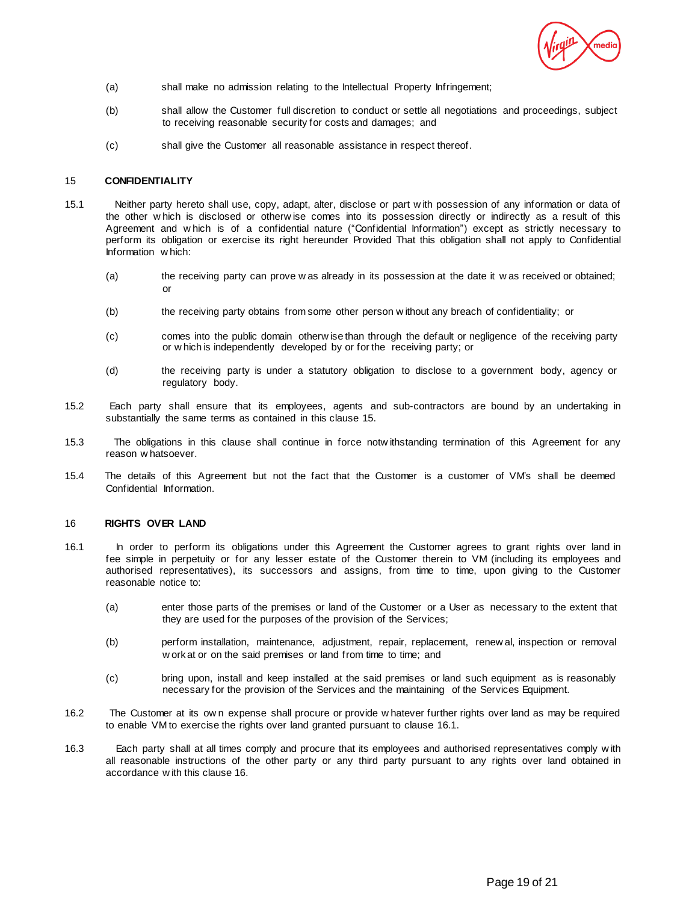(a) shall make no admission relating to the Intellectual Property Infringement;

(b) shall allow the Customer full discretion to conduct or settle all negotiations and proceedings, subject to receiving reasonable security for costs and damages; and

(c) shall give the Customer all reasonable assistance in respect thereof.

## 15 CONFIDENTIALITY

15.1 Neither party hereto shall use, copy, adapt, alter, disclose or part with possession of any information or data of the other which is disclosed or otherwise comes into its possession directly or indirectly as a result of this Agreement and which is of a confidential nature ("Confidential Information") except as strictly necessary to perform its obligation or exercise its right hereunder Provided That this obligation shall not apply to Confidential Information which:

(a) the receiving party can prove was already in its possession at the date it was received or obtained; or

(b) the receiving party obtains from some other person without any breach of confidentiality; or

(c) comes into the public domain otherwise than through the default or negligence of the receiving party or which is independently developed by or for the receiving party; or

(d) the receiving party is under a statutory obligation to disclose to a government body, agency or regulatory body.

15.2 Each party shall ensure that its employees, agents and sub-contractors are bound by an undertaking in substantially the same terms as contained in this clause 15.

15.3 The obligations in this clause shall continue in force notwithstanding termination of this Agreement for any reason whatsoever.

15.4 The details of this Agreement but not the fact that the Customer is a customer of VM's shall be deemed Confidential Information.

## 16 RIGHTS OVER LAND

16.1 In order to perform its obligations under this Agreement the Customer agrees to grant rights over land in fee simple in perpetuity or for any lesser estate of the Customer therein to VM (including its employees and authorised representatives), its successors and assigns, from time to time, upon giving to the Customer reasonable notice to:

(a) enter those parts of the premises or land of the Customer or a User as necessary to the extent that they are used for the purposes of the provision of the Services;

(b) perform installation, maintenance, adjustment, repair, replacement, renewal, inspection or removal work at or on the said premises or land from time to time; and

(c) bring upon, install and keep installed at the said premises or land such equipment as is reasonably necessary for the provision of the Services and the maintaining of the Services Equipment.

16.2 The Customer at its own expense shall procure or provide whatever further rights over land as may be required to enable VM to exercise the rights over land granted pursuant to clause 16.1.

16.3 Each party shall at all times comply and procure that its employees and authorised representatives comply with all reasonable instructions of the other party or any third party pursuant to any rights over land obtained in accordance with this clause 16.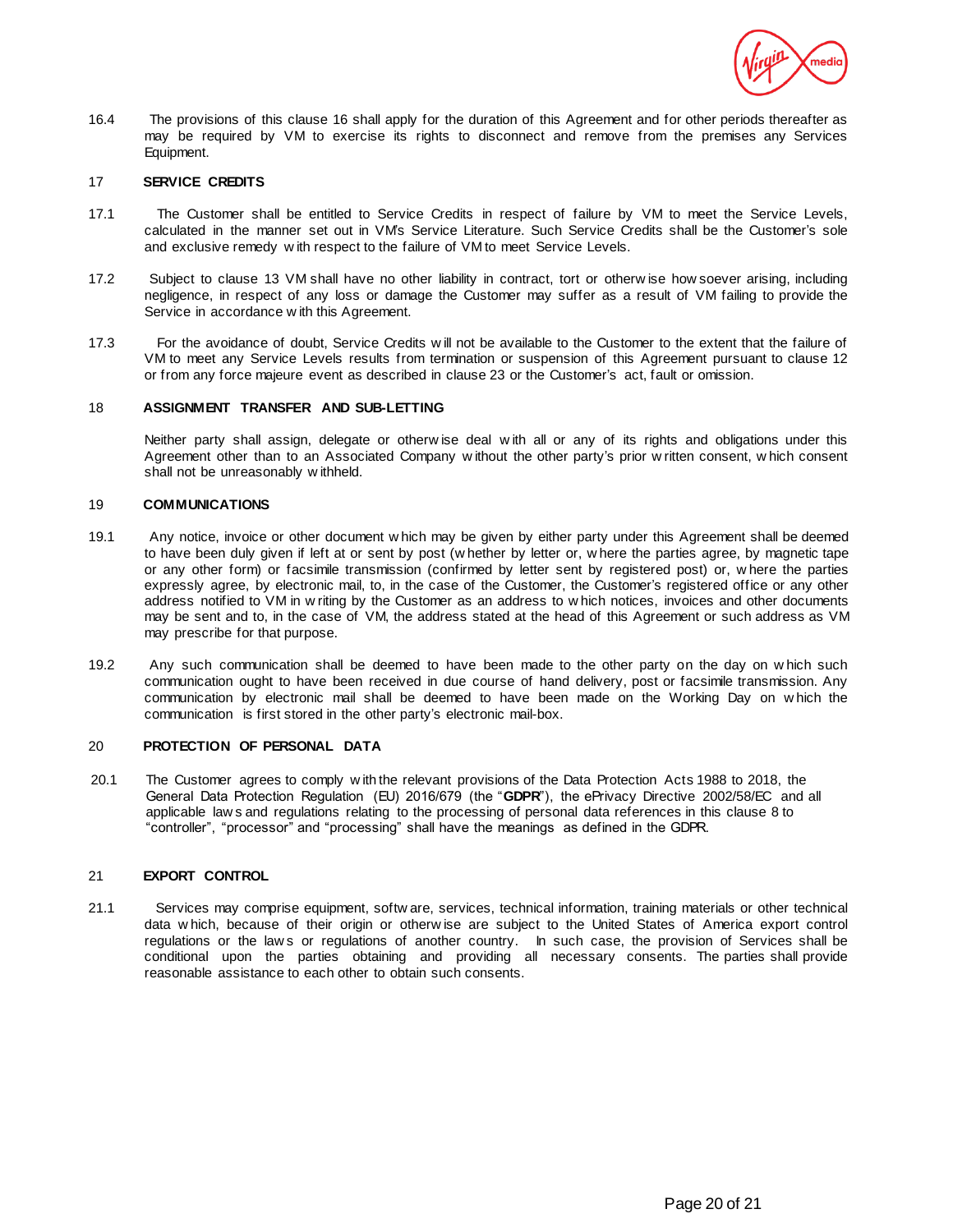16.4 The provisions of this clause 16 shall apply for the duration of this Agreement and for other periods thereafter as may be required by VM to exercise its rights to disconnect and remove from the premises any Services Equipment.

## 17 SERVICE CREDITS

17.1 The Customer shall be entitled to Service Credits in respect of failure by VM to meet the Service Levels, calculated in the manner set out in VM's Service Literature. Such Service Credits shall be the Customer's sole and exclusive remedy with respect to the failure of VM to meet Service Levels.

17.2 Subject to clause 13 VM shall have no other liability in contract, tort or otherwise howsoever arising, including negligence, in respect of any loss or damage the Customer may suffer as a result of VM failing to provide the Service in accordance with this Agreement.

17.3 For the avoidance of doubt, Service Credits will not be available to the Customer to the extent that the failure of VM to meet any Service Levels results from termination or suspension of this Agreement pursuant to clause 12 or from any force majeure event as described in clause 23 or the Customer's act, fault or omission.

## 18 ASSIGNMENT TRANSFER AND SUB-LETTING

Neither party shall assign, delegate or otherwise deal with all or any of its rights and obligations under this Agreement other than to an Associated Company without the other party's prior written consent, which consent shall not be unreasonably withheld.

## 19 COMMUNICATIONS

19.1 Any notice, invoice or other document which may be given by either party under this Agreement shall be deemed to have been duly given if left at or sent by post (whether by letter or, where the parties agree, by magnetic tape or any other form) or facsimile transmission (confirmed by letter sent by registered post) or, where the parties expressly agree, by electronic mail, to, in the case of the Customer, the Customer's registered office or any other address notified to VM in writing by the Customer as an address to which notices, invoices and other documents may be sent and to, in the case of VM, the address stated at the head of this Agreement or such address as VM may prescribe for that purpose.

19.2 Any such communication shall be deemed to have been made to the other party on the day on which such communication ought to have been received in due course of hand delivery, post or facsimile transmission. Any communication by electronic mail shall be deemed to have been made on the Working Day on which the communication is first stored in the other party's electronic mail-box.

## 20 PROTECTION OF PERSONAL DATA

20.1 The Customer agrees to comply with the relevant provisions of the Data Protection Acts 1988 to 2018, the General Data Protection Regulation (EU) 2016/679 (the "**GDPR**"), the ePrivacy Directive 2002/58/EC and all applicable laws and regulations relating to the processing of personal data references in this clause 8 to "controller", "processor" and "processing" shall have the meanings as defined in the GDPR.

## 21 EXPORT CONTROL

21.1 Services may comprise equipment, software, services, technical information, training materials or other technical data which, because of their origin or otherwise are subject to the United States of America export control regulations or the laws or regulations of another country. In such case, the provision of Services shall be conditional upon the parties obtaining and providing all necessary consents. The parties shall provide reasonable assistance to each other to obtain such consents.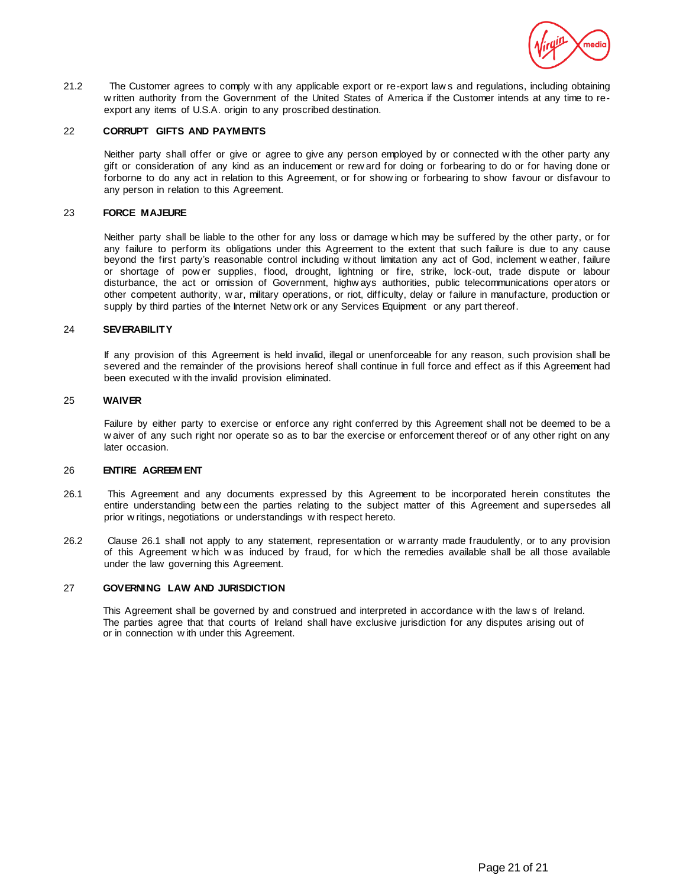21.2 The Customer agrees to comply with any applicable export or re-export laws and regulations, including obtaining written authority from the Government of the United States of America if the Customer intends at any time to re-export any items of U.S.A. origin to any proscribed destination.

## 22 CORRUPT GIFTS AND PAYMENTS

Neither party shall offer or give or agree to give any person employed by or connected with the other party any gift or consideration of any kind as an inducement or reward for doing or forbearing to do or for having done or forborne to do any act in relation to this Agreement, or for showing or forbearing to show favour or disfavour to any person in relation to this Agreement.

## 23 FORCE MAJEURE

Neither party shall be liable to the other for any loss or damage which may be suffered by the other party, or for any failure to perform its obligations under this Agreement to the extent that such failure is due to any cause beyond the first party's reasonable control including without limitation any act of God, inclement weather, failure or shortage of power supplies, flood, drought, lightning or fire, strike, lock-out, trade dispute or labour disturbance, the act or omission of Government, highways authorities, public telecommunications operators or other competent authority, war, military operations, or riot, difficulty, delay or failure in manufacture, production or supply by third parties of the Internet Network or any Services Equipment or any part thereof.

## 24 SEVERABILITY

If any provision of this Agreement is held invalid, illegal or unenforceable for any reason, such provision shall be severed and the remainder of the provisions hereof shall continue in full force and effect as if this Agreement had been executed with the invalid provision eliminated.

## 25 WAIVER

Failure by either party to exercise or enforce any right conferred by this Agreement shall not be deemed to be a waiver of any such right nor operate so as to bar the exercise or enforcement thereof or of any other right on any later occasion.

## 26 ENTIRE AGREEMENT

26.1 This Agreement and any documents expressed by this Agreement to be incorporated herein constitutes the entire understanding between the parties relating to the subject matter of this Agreement and supersedes all prior writings, negotiations or understandings with respect hereto.

26.2 Clause 26.1 shall not apply to any statement, representation or warranty made fraudulently, or to any provision of this Agreement which was induced by fraud, for which the remedies available shall be all those available under the law governing this Agreement.

## 27 GOVERNING LAW AND JURISDICTION

This Agreement shall be governed by and construed and interpreted in accordance with the laws of Ireland. The parties agree that that courts of Ireland shall have exclusive jurisdiction for any disputes arising out of or in connection with under this Agreement.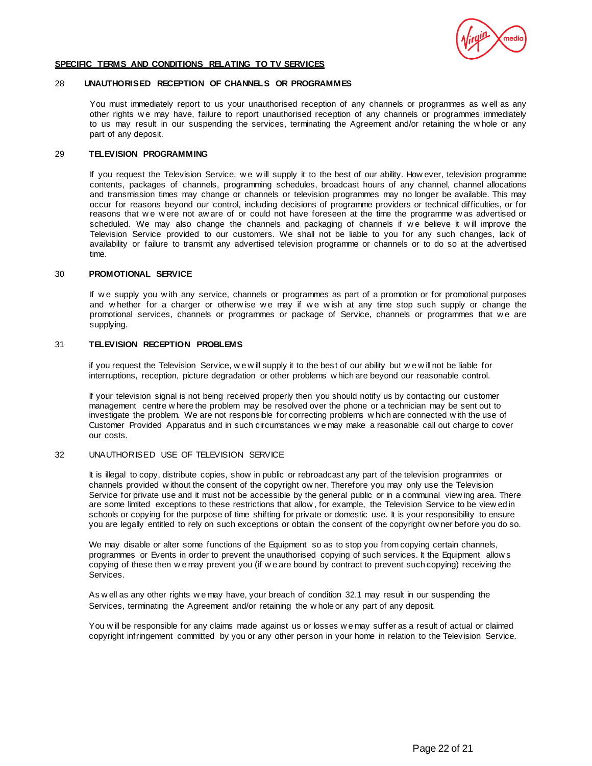**SPECIFIC TERMS AND CONDITIONS RELATING TO TV SERVICES**

28 **UNAUTHORISED RECEPTION OF CHANNELS OR PROGRAMMES**

You must immediately report to us your unauthorised reception of any channels or programmes as well as any other rights we may have, failure to report unauthorised reception of any channels or programmes immediately to us may result in our suspending the services, terminating the Agreement and/or retaining the whole or any part of any deposit.

29 **TELEVISION PROGRAMMING**

If you request the Television Service, we will supply it to the best of our ability. However, television programme contents, packages of channels, programming schedules, broadcast hours of any channel, channel allocations and transmission times may change or channels or television programmes may no longer be available. This may occur for reasons beyond our control, including decisions of programme providers or technical difficulties, or for reasons that we were not aware of or could not have foreseen at the time the programme was advertised or scheduled. We may also change the channels and packaging of channels if we believe it will improve the Television Service provided to our customers. We shall not be liable to you for any such changes, lack of availability or failure to transmit any advertised television programme or channels or to do so at the advertised time.

30 **PROMOTIONAL SERVICE**

If we supply you with any service, channels or programmes as part of a promotion or for promotional purposes and whether for a charger or otherwise we may if we wish at any time stop such supply or change the promotional services, channels or programmes or package of Service, channels or programmes that we are supplying.

31 **TELEVISION RECEPTION PROBLEMS**

if you request the Television Service, we will supply it to the best of our ability but we will not be liable for interruptions, reception, picture degradation or other problems which are beyond our reasonable control.

If your television signal is not being received properly then you should notify us by contacting our customer management centre where the problem may be resolved over the phone or a technician may be sent out to investigate the problem. We are not responsible for correcting problems which are connected with the use of Customer Provided Apparatus and in such circumstances we may make a reasonable call out charge to cover our costs.

32 UNAUTHORISED USE OF TELEVISION SERVICE

It is illegal to copy, distribute copies, show in public or rebroadcast any part of the television programmes or channels provided without the consent of the copyright owner. Therefore you may only use the Television Service for private use and it must not be accessible by the general public or in a communal viewing area. There are some limited exceptions to these restrictions that allow, for example, the Television Service to be viewed in schools or copying for the purpose of time shifting for private or domestic use. It is your responsibility to ensure you are legally entitled to rely on such exceptions or obtain the consent of the copyright owner before you do so.

We may disable or alter some functions of the Equipment so as to stop you from copying certain channels, programmes or Events in order to prevent the unauthorised copying of such services. It the Equipment allows copying of these then we may prevent you (if we are bound by contract to prevent such copying) receiving the Services.

As well as any other rights we may have, your breach of condition 32.1 may result in our suspending the Services, terminating the Agreement and/or retaining the whole or any part of any deposit.

You will be responsible for any claims made against us or losses we may suffer as a result of actual or claimed copyright infringement committed by you or any other person in your home in relation to the Television Service.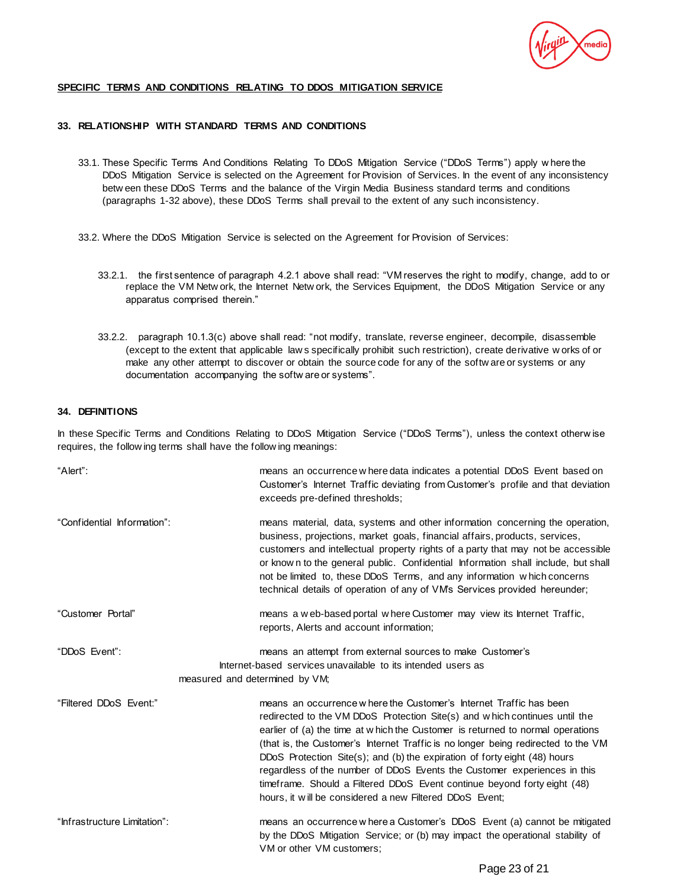**SPECIFIC TERMS AND CONDITIONS RELATING TO DDOS MITIGATION SERVICE**

### 33. RELATIONSHIP WITH STANDARD TERMS AND CONDITIONS

33.1. These Specific Terms And Conditions Relating To DDoS Mitigation Service ("DDoS Terms") apply where the DDoS Mitigation Service is selected on the Agreement for Provision of Services. In the event of any inconsistency between these DDoS Terms and the balance of the Virgin Media Business standard terms and conditions (paragraphs 1-32 above), these DDoS Terms shall prevail to the extent of any such inconsistency.

33.2. Where the DDoS Mitigation Service is selected on the Agreement for Provision of Services:

33.2.1. the first sentence of paragraph 4.2.1 above shall read: "VM reserves the right to modify, change, add to or replace the VM Network, the Internet Network, the Services Equipment, the DDoS Mitigation Service or any apparatus comprised therein."

33.2.2. paragraph 10.1.3(c) above shall read: "not modify, translate, reverse engineer, decompile, disassemble (except to the extent that applicable laws specifically prohibit such restriction), create derivative works of or make any other attempt to discover or obtain the source code for any of the software or systems or any documentation accompanying the software or systems".

### 34. DEFINITIONS

In these Specific Terms and Conditions Relating to DDoS Mitigation Service ("DDoS Terms"), unless the context otherwise requires, the following terms shall have the following meanings:

"Alert": means an occurrence where data indicates a potential DDoS Event based on Customer's Internet Traffic deviating from Customer's profile and that deviation exceeds pre-defined thresholds;

"Confidential Information": means material, data, systems and other information concerning the operation, business, projections, market goals, financial affairs, products, services, customers and intellectual property rights of a party that may not be accessible or known to the general public. Confidential Information shall include, but shall not be limited to, these DDoS Terms, and any information which concerns technical details of operation of any of VM's Services provided hereunder;

"Customer Portal" means a web-based portal where Customer may view its Internet Traffic, reports, Alerts and account information;

"DDoS Event": means an attempt from external sources to make Customer's Internet-based services unavailable to its intended users as measured and determined by VM;

"Filtered DDoS Event:" means an occurrence where the Customer's Internet Traffic has been redirected to the VM DDoS Protection Site(s) and which continues until the earlier of (a) the time at which the Customer is returned to normal operations (that is, the Customer's Internet Traffic is no longer being redirected to the VM DDoS Protection Site(s); and (b) the expiration of forty eight (48) hours regardless of the number of DDoS Events the Customer experiences in this timeframe. Should a Filtered DDoS Event continue beyond forty eight (48) hours, it will be considered a new Filtered DDoS Event;

"Infrastructure Limitation": means an occurrence where a Customer's DDoS Event (a) cannot be mitigated by the DDoS Mitigation Service; or (b) may impact the operational stability of VM or other VM customers;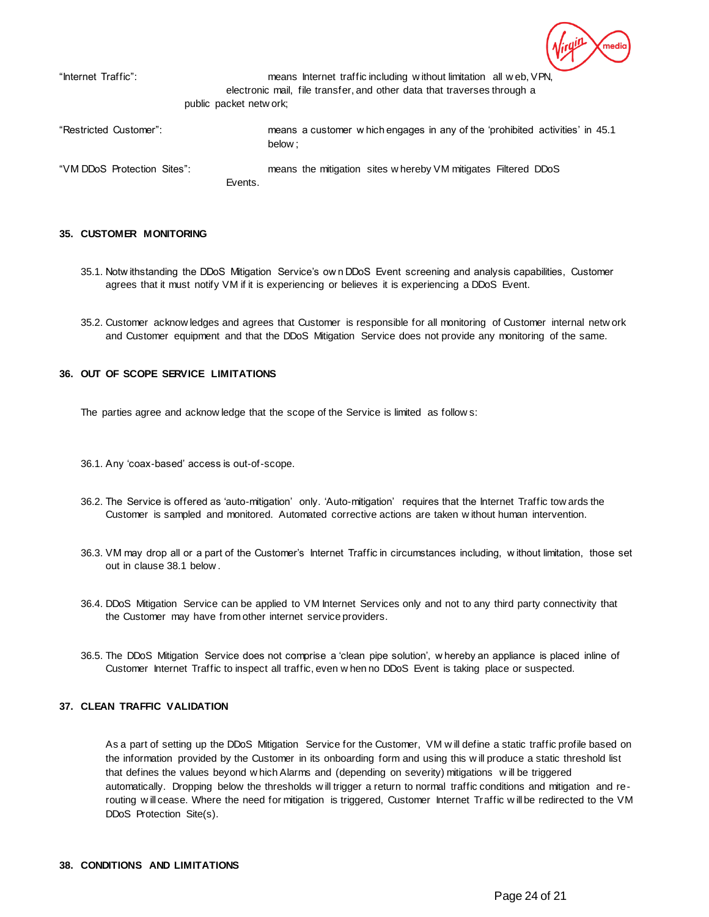"Internet Traffic": means Internet traffic including without limitation all web, VPN, electronic mail, file transfer, and other data that traverses through a public packet network;

"Restricted Customer": means a customer which engages in any of the 'prohibited activities' in 45.1 below;

"VM DDoS Protection Sites": means the mitigation sites whereby VM mitigates Filtered DDoS Events.

## 35. CUSTOMER MONITORING

35.1. Notwithstanding the DDoS Mitigation Service's own DDoS Event screening and analysis capabilities, Customer agrees that it must notify VM if it is experiencing or believes it is experiencing a DDoS Event.

35.2. Customer acknowledges and agrees that Customer is responsible for all monitoring of Customer internal network and Customer equipment and that the DDoS Mitigation Service does not provide any monitoring of the same.

## 36. OUT OF SCOPE SERVICE LIMITATIONS

The parties agree and acknowledge that the scope of the Service is limited as follows:

36.1. Any 'coax-based' access is out-of-scope.

36.2. The Service is offered as 'auto-mitigation' only. 'Auto-mitigation' requires that the Internet Traffic towards the Customer is sampled and monitored. Automated corrective actions are taken without human intervention.

36.3. VM may drop all or a part of the Customer's Internet Traffic in circumstances including, without limitation, those set out in clause 38.1 below.

36.4. DDoS Mitigation Service can be applied to VM Internet Services only and not to any third party connectivity that the Customer may have from other internet service providers.

36.5. The DDoS Mitigation Service does not comprise a 'clean pipe solution', whereby an appliance is placed inline of Customer Internet Traffic to inspect all traffic, even when no DDoS Event is taking place or suspected.

## 37. CLEAN TRAFFIC VALIDATION

As a part of setting up the DDoS Mitigation Service for the Customer, VM will define a static traffic profile based on the information provided by the Customer in its onboarding form and using this will produce a static threshold list that defines the values beyond which Alarms and (depending on severity) mitigations will be triggered automatically. Dropping below the thresholds will trigger a return to normal traffic conditions and mitigation and re-routing will cease. Where the need for mitigation is triggered, Customer Internet Traffic will be redirected to the VM DDoS Protection Site(s).

## 38. CONDITIONS AND LIMITATIONS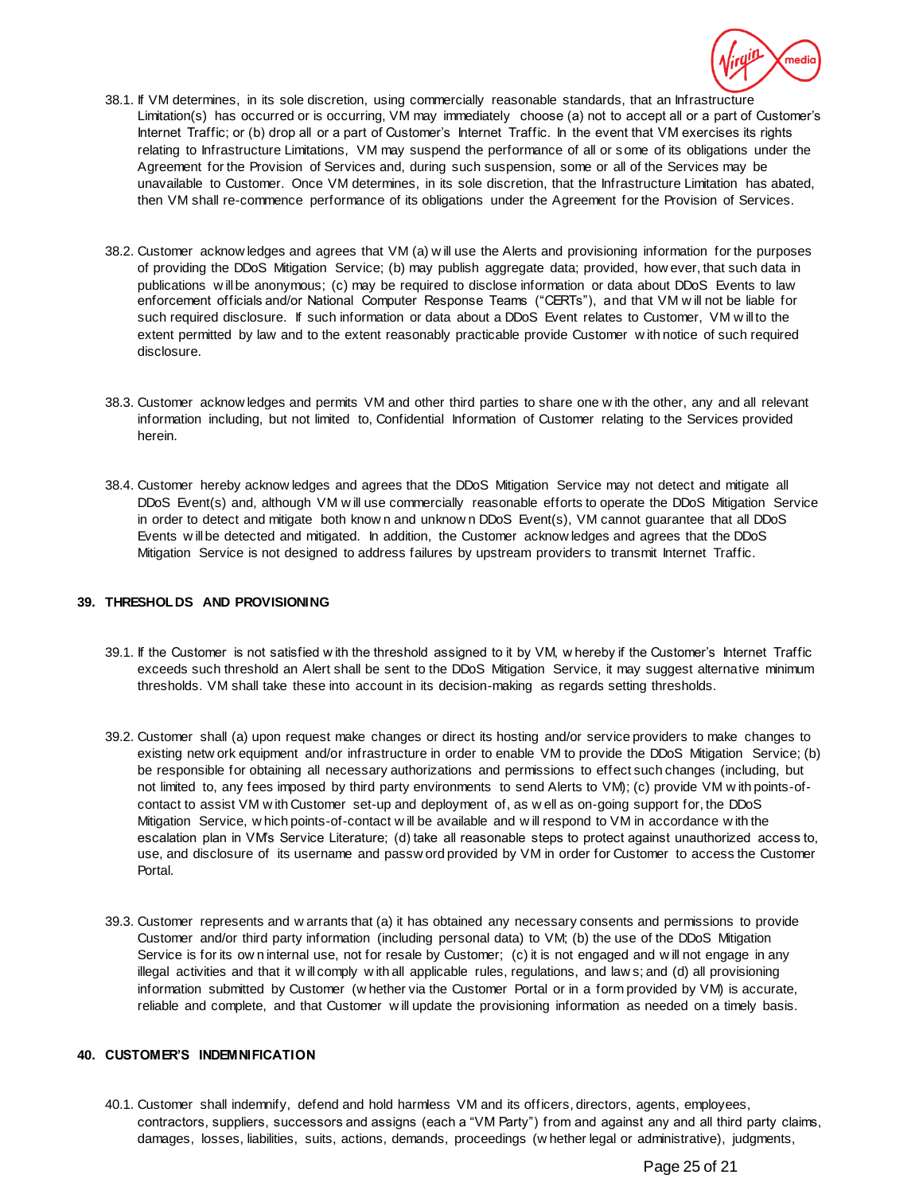38.1. If VM determines, in its sole discretion, using commercially reasonable standards, that an Infrastructure Limitation(s) has occurred or is occurring, VM may immediately choose (a) not to accept all or a part of Customer's Internet Traffic; or (b) drop all or a part of Customer's Internet Traffic. In the event that VM exercises its rights relating to Infrastructure Limitations, VM may suspend the performance of all or some of its obligations under the Agreement for the Provision of Services and, during such suspension, some or all of the Services may be unavailable to Customer. Once VM determines, in its sole discretion, that the Infrastructure Limitation has abated, then VM shall re-commence performance of its obligations under the Agreement for the Provision of Services.

38.2. Customer acknowledges and agrees that VM (a) will use the Alerts and provisioning information for the purposes of providing the DDoS Mitigation Service; (b) may publish aggregate data; provided, however, that such data in publications will be anonymous; (c) may be required to disclose information or data about DDoS Events to law enforcement officials and/or National Computer Response Teams ("CERTs"), and that VM will not be liable for such required disclosure. If such information or data about a DDoS Event relates to Customer, VM will to the extent permitted by law and to the extent reasonably practicable provide Customer with notice of such required disclosure.

38.3. Customer acknowledges and permits VM and other third parties to share one with the other, any and all relevant information including, but not limited to, Confidential Information of Customer relating to the Services provided herein.

38.4. Customer hereby acknowledges and agrees that the DDoS Mitigation Service may not detect and mitigate all DDoS Event(s) and, although VM will use commercially reasonable efforts to operate the DDoS Mitigation Service in order to detect and mitigate both known and unknown DDoS Event(s), VM cannot guarantee that all DDoS Events will be detected and mitigated. In addition, the Customer acknowledges and agrees that the DDoS Mitigation Service is not designed to address failures by upstream providers to transmit Internet Traffic.

## 39. THRESHOLDS AND PROVISIONING

39.1. If the Customer is not satisfied with the threshold assigned to it by VM, whereby if the Customer's Internet Traffic exceeds such threshold an Alert shall be sent to the DDoS Mitigation Service, it may suggest alternative minimum thresholds. VM shall take these into account in its decision-making as regards setting thresholds.

39.2. Customer shall (a) upon request make changes or direct its hosting and/or service providers to make changes to existing network equipment and/or infrastructure in order to enable VM to provide the DDoS Mitigation Service; (b) be responsible for obtaining all necessary authorizations and permissions to effect such changes (including, but not limited to, any fees imposed by third party environments to send Alerts to VM); (c) provide VM with points-of-contact to assist VM with Customer set-up and deployment of, as well as on-going support for, the DDoS Mitigation Service, which points-of-contact will be available and will respond to VM in accordance with the escalation plan in VM's Service Literature; (d) take all reasonable steps to protect against unauthorized access to, use, and disclosure of its username and password provided by VM in order for Customer to access the Customer Portal.

39.3. Customer represents and warrants that (a) it has obtained any necessary consents and permissions to provide Customer and/or third party information (including personal data) to VM; (b) the use of the DDoS Mitigation Service is for its own internal use, not for resale by Customer; (c) it is not engaged and will not engage in any illegal activities and that it will comply with all applicable rules, regulations, and laws; and (d) all provisioning information submitted by Customer (whether via the Customer Portal or in a form provided by VM) is accurate, reliable and complete, and that Customer will update the provisioning information as needed on a timely basis.

## 40. CUSTOMER'S INDEMNIFICATION

40.1. Customer shall indemnify, defend and hold harmless VM and its officers, directors, agents, employees, contractors, suppliers, successors and assigns (each a "VM Party") from and against any and all third party claims, damages, losses, liabilities, suits, actions, demands, proceedings (whether legal or administrative), judgments,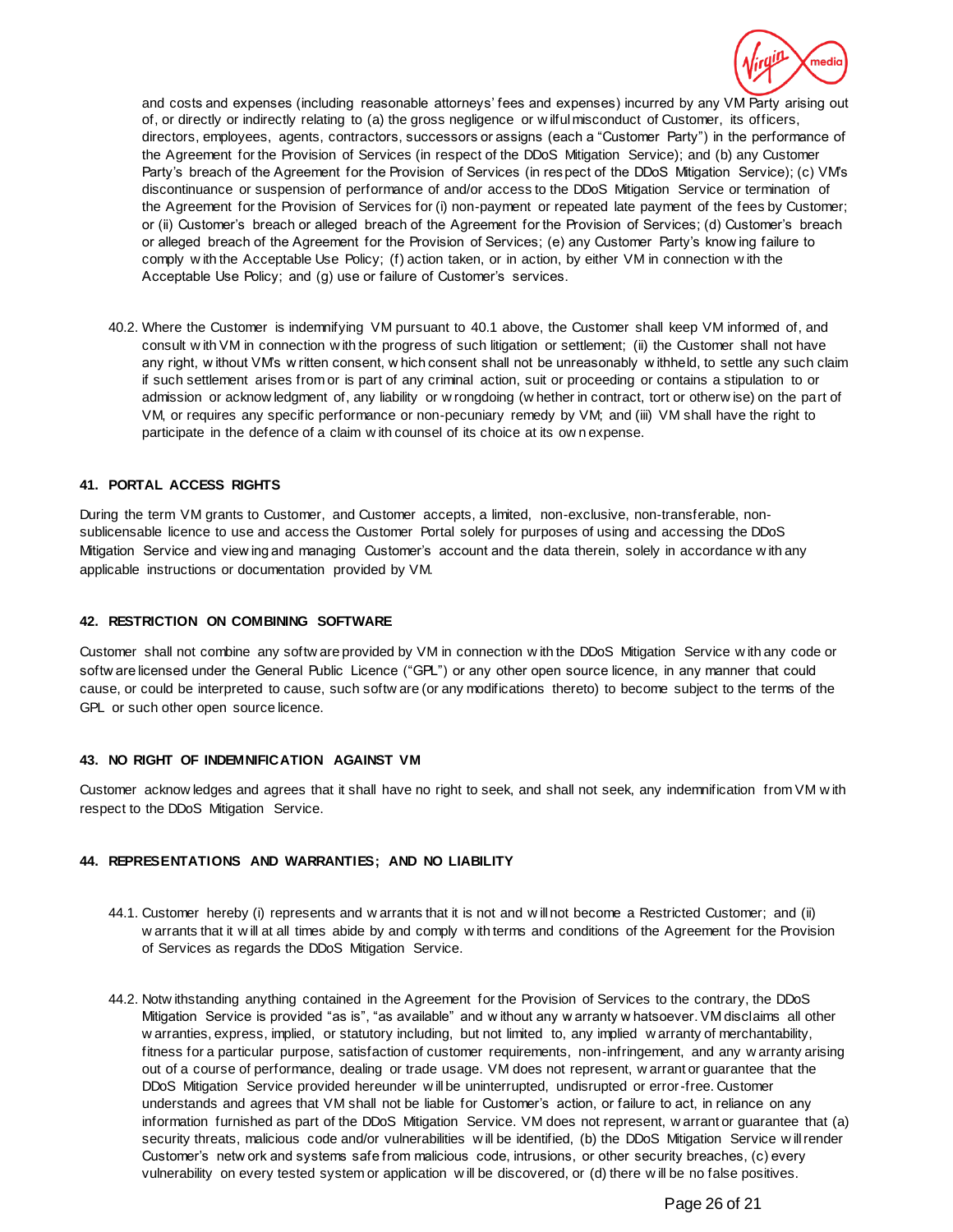and costs and expenses (including reasonable attorneys' fees and expenses) incurred by any VM Party arising out of, or directly or indirectly relating to (a) the gross negligence or wilful misconduct of Customer, its officers, directors, employees, agents, contractors, successors or assigns (each a "Customer Party") in the performance of the Agreement for the Provision of Services (in respect of the DDoS Mitigation Service); and (b) any Customer Party's breach of the Agreement for the Provision of Services (in respect of the DDoS Mitigation Service); (c) VM's discontinuance or suspension of performance of and/or access to the DDoS Mitigation Service or termination of the Agreement for the Provision of Services for (i) non-payment or repeated late payment of the fees by Customer; or (ii) Customer's breach or alleged breach of the Agreement for the Provision of Services; (d) Customer's breach or alleged breach of the Agreement for the Provision of Services; (e) any Customer Party's knowing failure to comply with the Acceptable Use Policy; (f) action taken, or in action, by either VM in connection with the Acceptable Use Policy; and (g) use or failure of Customer's services.

40.2. Where the Customer is indemnifying VM pursuant to 40.1 above, the Customer shall keep VM informed of, and consult with VM in connection with the progress of such litigation or settlement; (ii) the Customer shall not have any right, without VM's written consent, which consent shall not be unreasonably withheld, to settle any such claim if such settlement arises from or is part of any criminal action, suit or proceeding or contains a stipulation to or admission or acknowledgment of, any liability or wrongdoing (whether in contract, tort or otherwise) on the part of VM, or requires any specific performance or non-pecuniary remedy by VM; and (iii) VM shall have the right to participate in the defence of a claim with counsel of its choice at its own expense.

### 41. PORTAL ACCESS RIGHTS

During the term VM grants to Customer, and Customer accepts, a limited, non-exclusive, non-transferable, non-sublicensable licence to use and access the Customer Portal solely for purposes of using and accessing the DDoS Mitigation Service and viewing and managing Customer's account and the data therein, solely in accordance with any applicable instructions or documentation provided by VM.

### 42. RESTRICTION ON COMBINING SOFTWARE

Customer shall not combine any software provided by VM in connection with the DDoS Mitigation Service with any code or software licensed under the General Public Licence ("GPL") or any other open source licence, in any manner that could cause, or could be interpreted to cause, such software (or any modifications thereto) to become subject to the terms of the GPL or such other open source licence.

### 43. NO RIGHT OF INDEMNIFICATION AGAINST VM

Customer acknowledges and agrees that it shall have no right to seek, and shall not seek, any indemnification from VM with respect to the DDoS Mitigation Service.

### 44. REPRESENTATIONS AND WARRANTIES; AND NO LIABILITY

44.1. Customer hereby (i) represents and warrants that it is not and will not become a Restricted Customer; and (ii) warrants that it will at all times abide by and comply with terms and conditions of the Agreement for the Provision of Services as regards the DDoS Mitigation Service.

44.2. Notwithstanding anything contained in the Agreement for the Provision of Services to the contrary, the DDoS Mitigation Service is provided "as is", "as available" and without any warranty whatsoever. VM disclaims all other warranties, express, implied, or statutory including, but not limited to, any implied warranty of merchantability, fitness for a particular purpose, satisfaction of customer requirements, non-infringement, and any warranty arising out of a course of performance, dealing or trade usage. VM does not represent, warrant or guarantee that the DDoS Mitigation Service provided hereunder will be uninterrupted, undisrupted or error-free. Customer understands and agrees that VM shall not be liable for Customer's action, or failure to act, in reliance on any information furnished as part of the DDoS Mitigation Service. VM does not represent, warrant or guarantee that (a) security threats, malicious code and/or vulnerabilities will be identified, (b) the DDoS Mitigation Service will render Customer's network and systems safe from malicious code, intrusions, or other security breaches, (c) every vulnerability on every tested system or application will be discovered, or (d) there will be no false positives.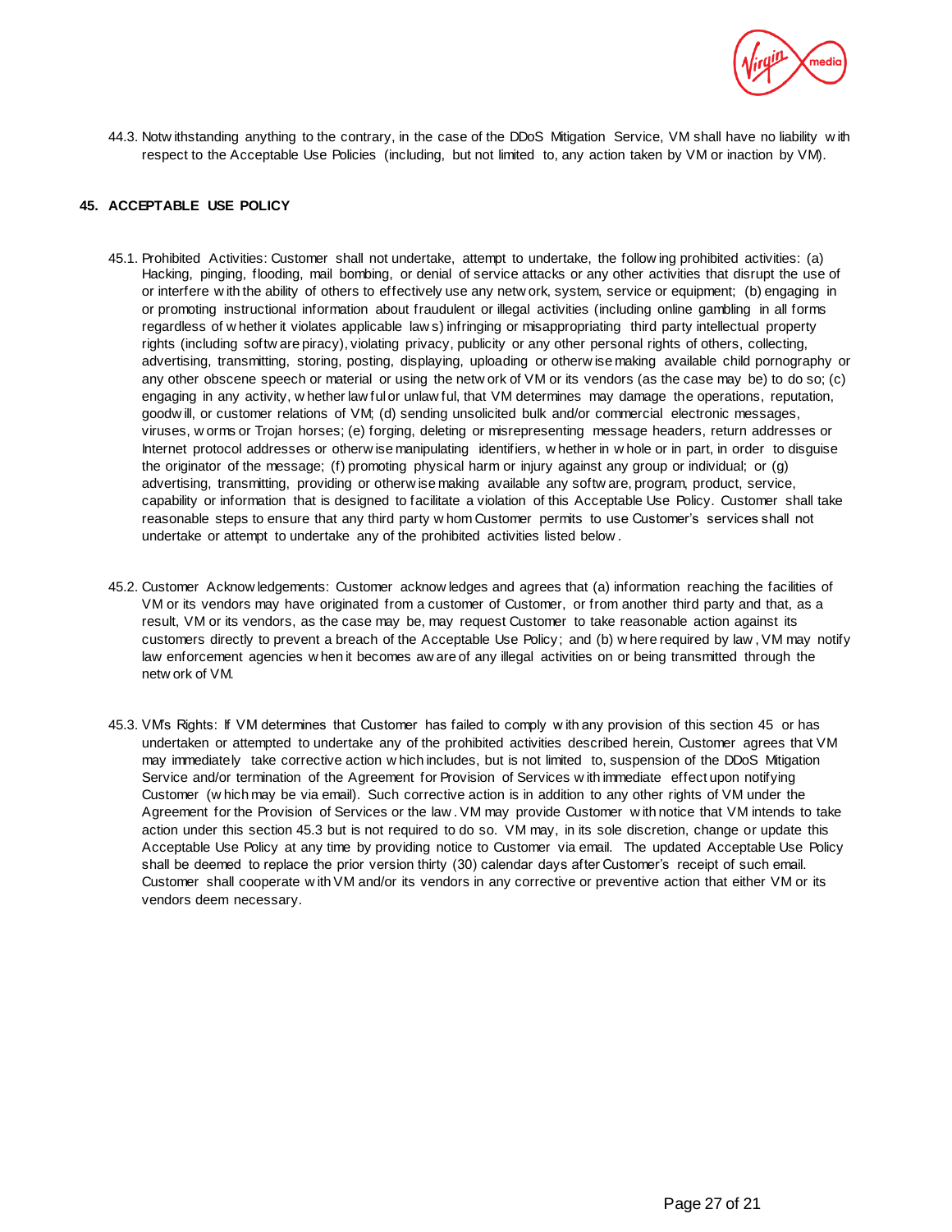44.3. Notwithstanding anything to the contrary, in the case of the DDoS Mitigation Service, VM shall have no liability with respect to the Acceptable Use Policies (including, but not limited to, any action taken by VM or inaction by VM).

## 45. ACCEPTABLE USE POLICY

45.1. Prohibited Activities: Customer shall not undertake, attempt to undertake, the following prohibited activities: (a) Hacking, pinging, flooding, mail bombing, or denial of service attacks or any other activities that disrupt the use of or interfere with the ability of others to effectively use any network, system, service or equipment; (b) engaging in or promoting instructional information about fraudulent or illegal activities (including online gambling in all forms regardless of whether it violates applicable laws) infringing or misappropriating third party intellectual property rights (including software piracy), violating privacy, publicity or any other personal rights of others, collecting, advertising, transmitting, storing, posting, displaying, uploading or otherwise making available child pornography or any other obscene speech or material or using the network of VM or its vendors (as the case may be) to do so; (c) engaging in any activity, whether lawful or unlawful, that VM determines may damage the operations, reputation, goodwill, or customer relations of VM; (d) sending unsolicited bulk and/or commercial electronic messages, viruses, worms or Trojan horses; (e) forging, deleting or misrepresenting message headers, return addresses or Internet protocol addresses or otherwise manipulating identifiers, whether in whole or in part, in order to disguise the originator of the message; (f) promoting physical harm or injury against any group or individual; or (g) advertising, transmitting, providing or otherwise making available any software, program, product, service, capability or information that is designed to facilitate a violation of this Acceptable Use Policy. Customer shall take reasonable steps to ensure that any third party whom Customer permits to use Customer's services shall not undertake or attempt to undertake any of the prohibited activities listed below.

45.2. Customer Acknowledgements: Customer acknowledges and agrees that (a) information reaching the facilities of VM or its vendors may have originated from a customer of Customer, or from another third party and that, as a result, VM or its vendors, as the case may be, may request Customer to take reasonable action against its customers directly to prevent a breach of the Acceptable Use Policy; and (b) where required by law, VM may notify law enforcement agencies when it becomes aware of any illegal activities on or being transmitted through the network of VM.

45.3. VM's Rights: If VM determines that Customer has failed to comply with any provision of this section 45 or has undertaken or attempted to undertake any of the prohibited activities described herein, Customer agrees that VM may immediately take corrective action which includes, but is not limited to, suspension of the DDoS Mitigation Service and/or termination of the Agreement for Provision of Services with immediate effect upon notifying Customer (which may be via email). Such corrective action is in addition to any other rights of VM under the Agreement for the Provision of Services or the law. VM may provide Customer with notice that VM intends to take action under this section 45.3 but is not required to do so. VM may, in its sole discretion, change or update this Acceptable Use Policy at any time by providing notice to Customer via email. The updated Acceptable Use Policy shall be deemed to replace the prior version thirty (30) calendar days after Customer's receipt of such email. Customer shall cooperate with VM and/or its vendors in any corrective or preventive action that either VM or its vendors deem necessary.